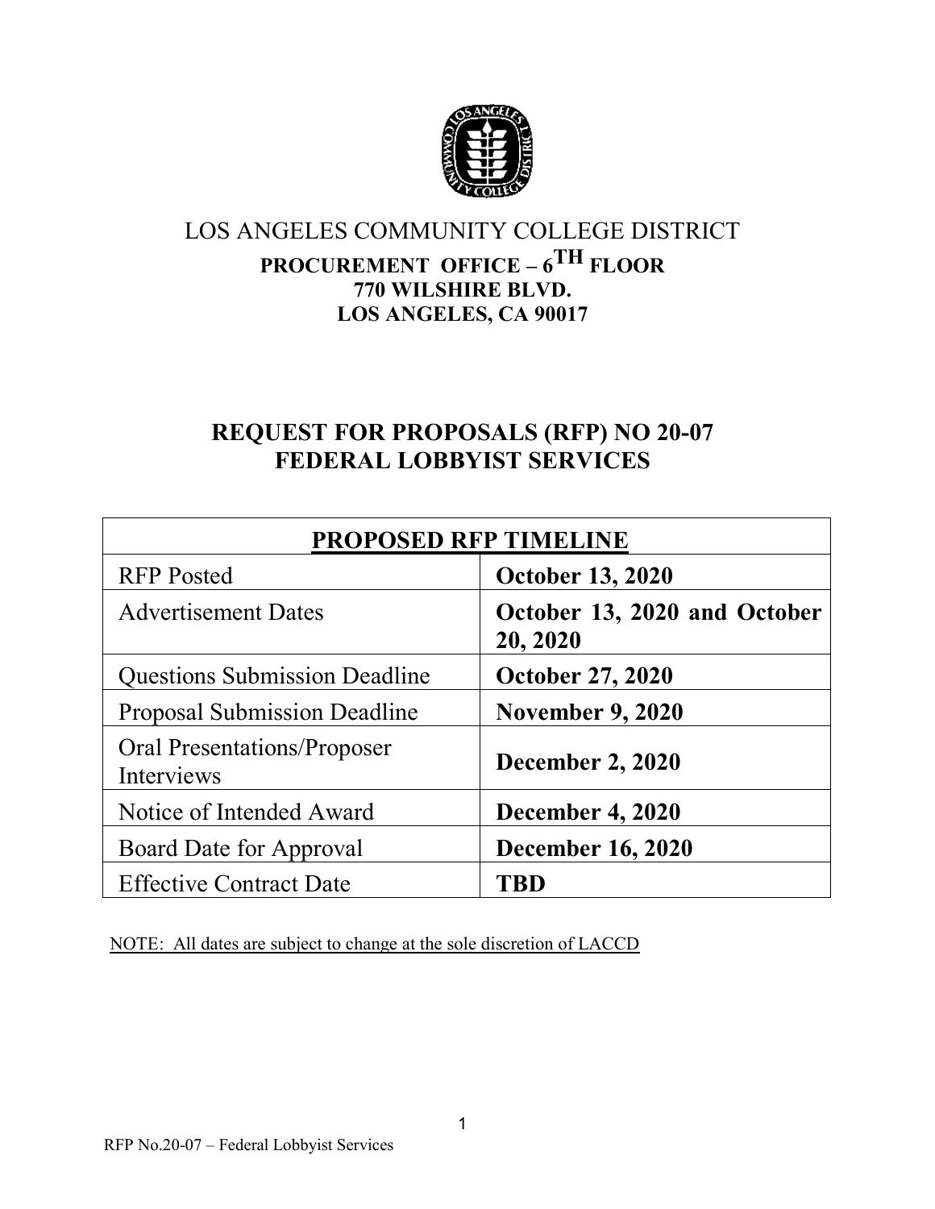# LOS ANGELES COMMUNITY COLLEGE DISTRICT

**PROCUREMENT OFFICE – 6TH FLOOR**
**770 WILSHIRE BLVD.**
**LOS ANGELES, CA 90017**

## REQUEST FOR PROPOSALS (RFP) NO 20-07
## FEDERAL LOBBYIST SERVICES

| PROPOSED RFP TIMELINE | |
|---|---|
| RFP Posted | **October 13, 2020** |
| Advertisement Dates | **October 13, 2020 and October 20, 2020** |
| Questions Submission Deadline | **October 27, 2020** |
| Proposal Submission Deadline | **November 9, 2020** |
| Oral Presentations/Proposer Interviews | **December 2, 2020** |
| Notice of Intended Award | **December 4, 2020** |
| Board Date for Approval | **December 16, 2020** |
| Effective Contract Date | **TBD** |

NOTE: All dates are subject to change at the sole discretion of LACCD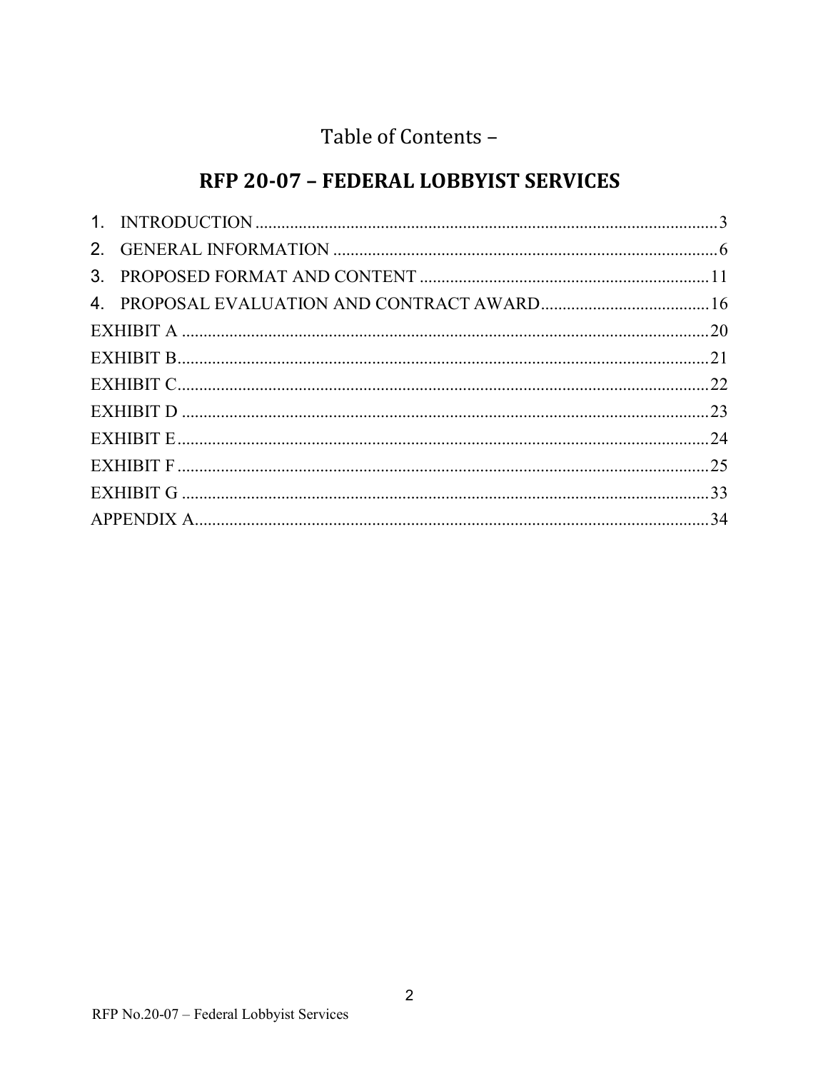# Table of Contents –

## RFP 20-07 – FEDERAL LOBBYIST SERVICES

1. INTRODUCTION .......... 3
2. GENERAL INFORMATION .......... 6
3. PROPOSED FORMAT AND CONTENT .......... 11
4. PROPOSAL EVALUATION AND CONTRACT AWARD .......... 16

EXHIBIT A .......... 20
EXHIBIT B .......... 21
EXHIBIT C .......... 22
EXHIBIT D .......... 23
EXHIBIT E .......... 24
EXHIBIT F .......... 25
EXHIBIT G .......... 33
APPENDIX A .......... 34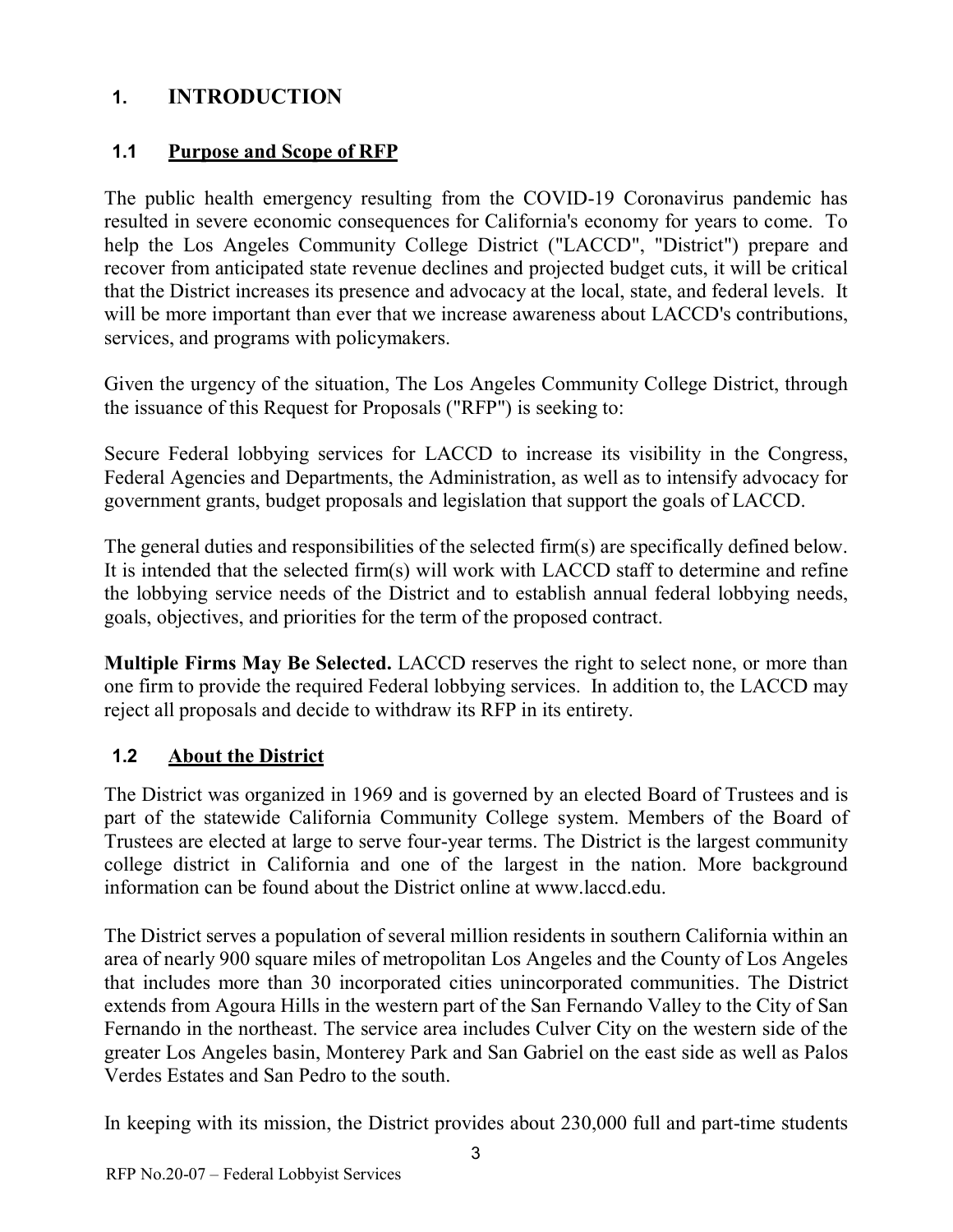# 1. INTRODUCTION

## 1.1 Purpose and Scope of RFP

The public health emergency resulting from the COVID-19 Coronavirus pandemic has resulted in severe economic consequences for California's economy for years to come. To help the Los Angeles Community College District ("LACCD", "District") prepare and recover from anticipated state revenue declines and projected budget cuts, it will be critical that the District increases its presence and advocacy at the local, state, and federal levels. It will be more important than ever that we increase awareness about LACCD's contributions, services, and programs with policymakers.

Given the urgency of the situation, The Los Angeles Community College District, through the issuance of this Request for Proposals ("RFP") is seeking to:

Secure Federal lobbying services for LACCD to increase its visibility in the Congress, Federal Agencies and Departments, the Administration, as well as to intensify advocacy for government grants, budget proposals and legislation that support the goals of LACCD.

The general duties and responsibilities of the selected firm(s) are specifically defined below. It is intended that the selected firm(s) will work with LACCD staff to determine and refine the lobbying service needs of the District and to establish annual federal lobbying needs, goals, objectives, and priorities for the term of the proposed contract.

**Multiple Firms May Be Selected.** LACCD reserves the right to select none, or more than one firm to provide the required Federal lobbying services. In addition to, the LACCD may reject all proposals and decide to withdraw its RFP in its entirety.

## 1.2 About the District

The District was organized in 1969 and is governed by an elected Board of Trustees and is part of the statewide California Community College system. Members of the Board of Trustees are elected at large to serve four-year terms. The District is the largest community college district in California and one of the largest in the nation. More background information can be found about the District online at www.laccd.edu.

The District serves a population of several million residents in southern California within an area of nearly 900 square miles of metropolitan Los Angeles and the County of Los Angeles that includes more than 30 incorporated cities unincorporated communities. The District extends from Agoura Hills in the western part of the San Fernando Valley to the City of San Fernando in the northeast. The service area includes Culver City on the western side of the greater Los Angeles basin, Monterey Park and San Gabriel on the east side as well as Palos Verdes Estates and San Pedro to the south.

In keeping with its mission, the District provides about 230,000 full and part-time students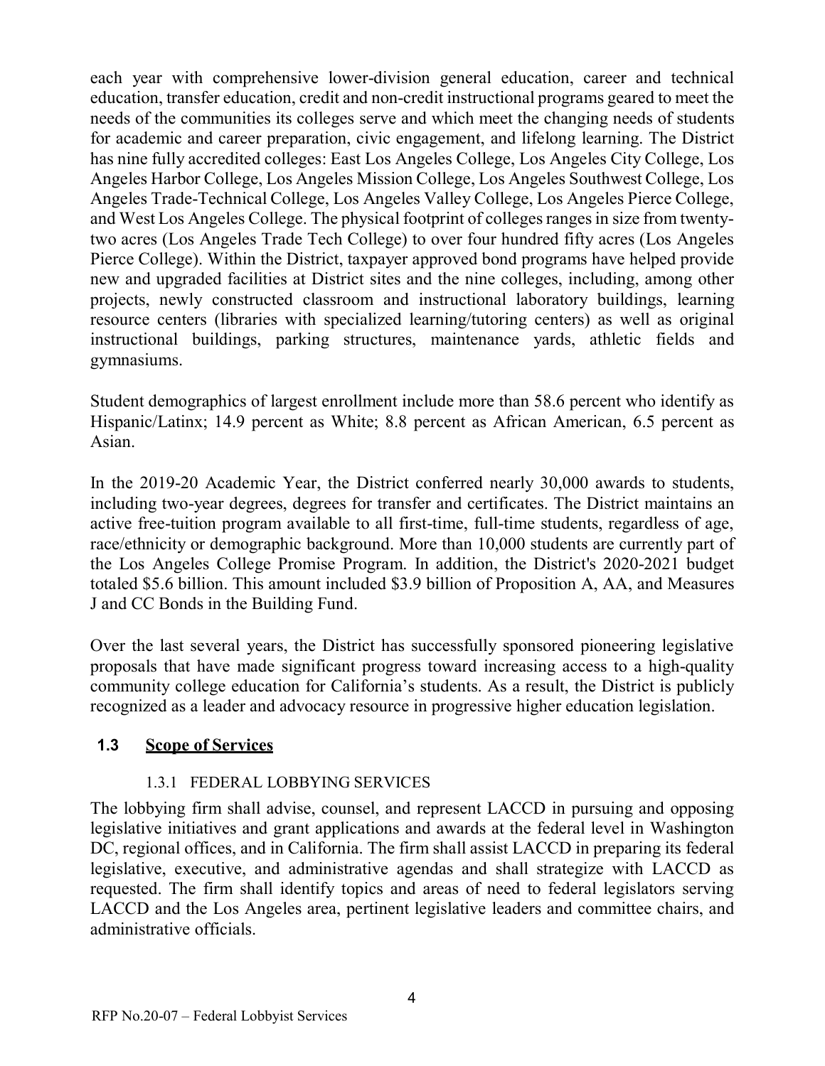each year with comprehensive lower-division general education, career and technical education, transfer education, credit and non-credit instructional programs geared to meet the needs of the communities its colleges serve and which meet the changing needs of students for academic and career preparation, civic engagement, and lifelong learning. The District has nine fully accredited colleges: East Los Angeles College, Los Angeles City College, Los Angeles Harbor College, Los Angeles Mission College, Los Angeles Southwest College, Los Angeles Trade-Technical College, Los Angeles Valley College, Los Angeles Pierce College, and West Los Angeles College. The physical footprint of colleges ranges in size from twenty-two acres (Los Angeles Trade Tech College) to over four hundred fifty acres (Los Angeles Pierce College). Within the District, taxpayer approved bond programs have helped provide new and upgraded facilities at District sites and the nine colleges, including, among other projects, newly constructed classroom and instructional laboratory buildings, learning resource centers (libraries with specialized learning/tutoring centers) as well as original instructional buildings, parking structures, maintenance yards, athletic fields and gymnasiums.

Student demographics of largest enrollment include more than 58.6 percent who identify as Hispanic/Latinx; 14.9 percent as White; 8.8 percent as African American, 6.5 percent as Asian.

In the 2019-20 Academic Year, the District conferred nearly 30,000 awards to students, including two-year degrees, degrees for transfer and certificates. The District maintains an active free-tuition program available to all first-time, full-time students, regardless of age, race/ethnicity or demographic background. More than 10,000 students are currently part of the Los Angeles College Promise Program. In addition, the District's 2020-2021 budget totaled $5.6 billion. This amount included $3.9 billion of Proposition A, AA, and Measures J and CC Bonds in the Building Fund.

Over the last several years, the District has successfully sponsored pioneering legislative proposals that have made significant progress toward increasing access to a high-quality community college education for California's students. As a result, the District is publicly recognized as a leader and advocacy resource in progressive higher education legislation.

## 1.3 Scope of Services

### 1.3.1 FEDERAL LOBBYING SERVICES

The lobbying firm shall advise, counsel, and represent LACCD in pursuing and opposing legislative initiatives and grant applications and awards at the federal level in Washington DC, regional offices, and in California. The firm shall assist LACCD in preparing its federal legislative, executive, and administrative agendas and shall strategize with LACCD as requested. The firm shall identify topics and areas of need to federal legislators serving LACCD and the Los Angeles area, pertinent legislative leaders and committee chairs, and administrative officials.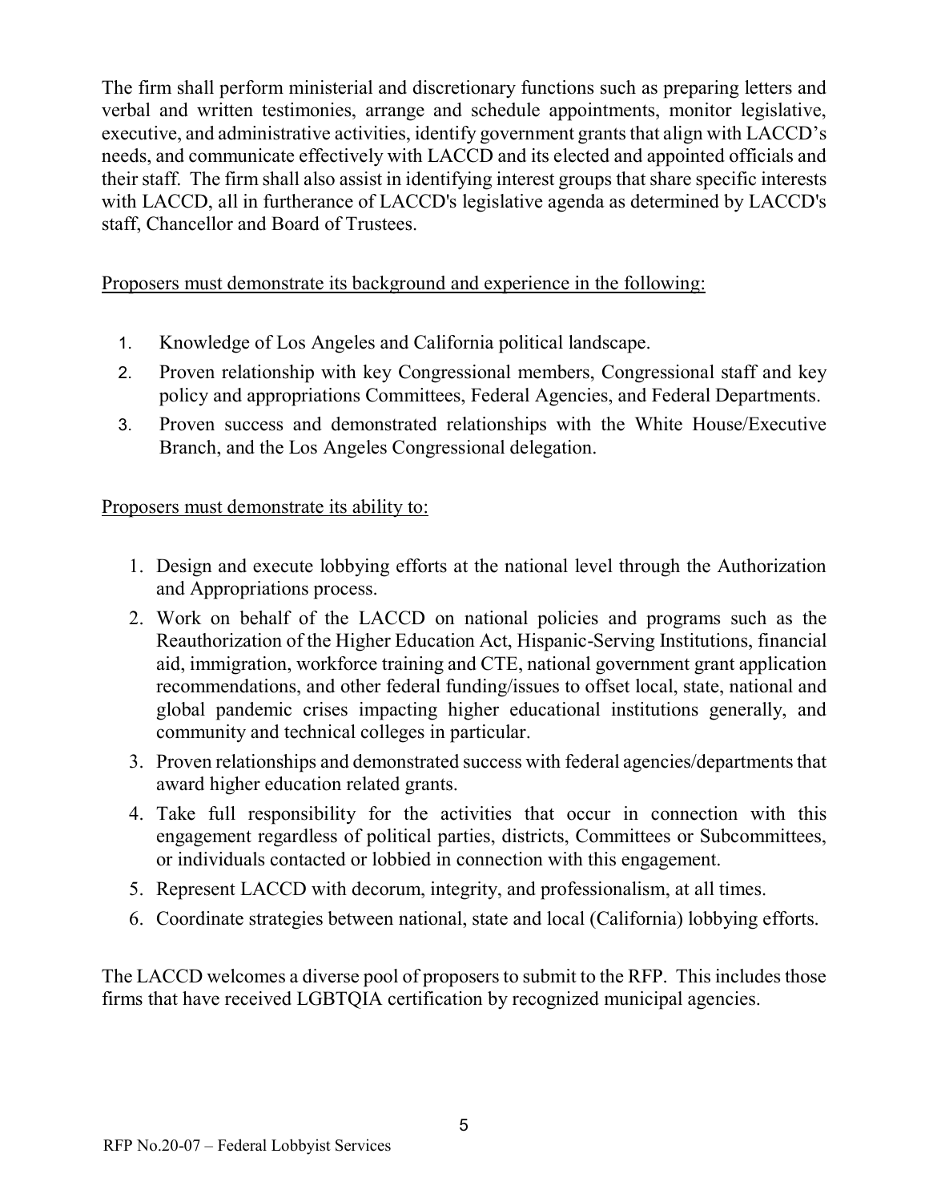The firm shall perform ministerial and discretionary functions such as preparing letters and verbal and written testimonies, arrange and schedule appointments, monitor legislative, executive, and administrative activities, identify government grants that align with LACCD's needs, and communicate effectively with LACCD and its elected and appointed officials and their staff. The firm shall also assist in identifying interest groups that share specific interests with LACCD, all in furtherance of LACCD's legislative agenda as determined by LACCD's staff, Chancellor and Board of Trustees.

<u>Proposers must demonstrate its background and experience in the following:</u>

1. Knowledge of Los Angeles and California political landscape.
2. Proven relationship with key Congressional members, Congressional staff and key policy and appropriations Committees, Federal Agencies, and Federal Departments.
3. Proven success and demonstrated relationships with the White House/Executive Branch, and the Los Angeles Congressional delegation.

<u>Proposers must demonstrate its ability to:</u>

1. Design and execute lobbying efforts at the national level through the Authorization and Appropriations process.
2. Work on behalf of the LACCD on national policies and programs such as the Reauthorization of the Higher Education Act, Hispanic-Serving Institutions, financial aid, immigration, workforce training and CTE, national government grant application recommendations, and other federal funding/issues to offset local, state, national and global pandemic crises impacting higher educational institutions generally, and community and technical colleges in particular.
3. Proven relationships and demonstrated success with federal agencies/departments that award higher education related grants.
4. Take full responsibility for the activities that occur in connection with this engagement regardless of political parties, districts, Committees or Subcommittees, or individuals contacted or lobbied in connection with this engagement.
5. Represent LACCD with decorum, integrity, and professionalism, at all times.
6. Coordinate strategies between national, state and local (California) lobbying efforts.

The LACCD welcomes a diverse pool of proposers to submit to the RFP. This includes those firms that have received LGBTQIA certification by recognized municipal agencies.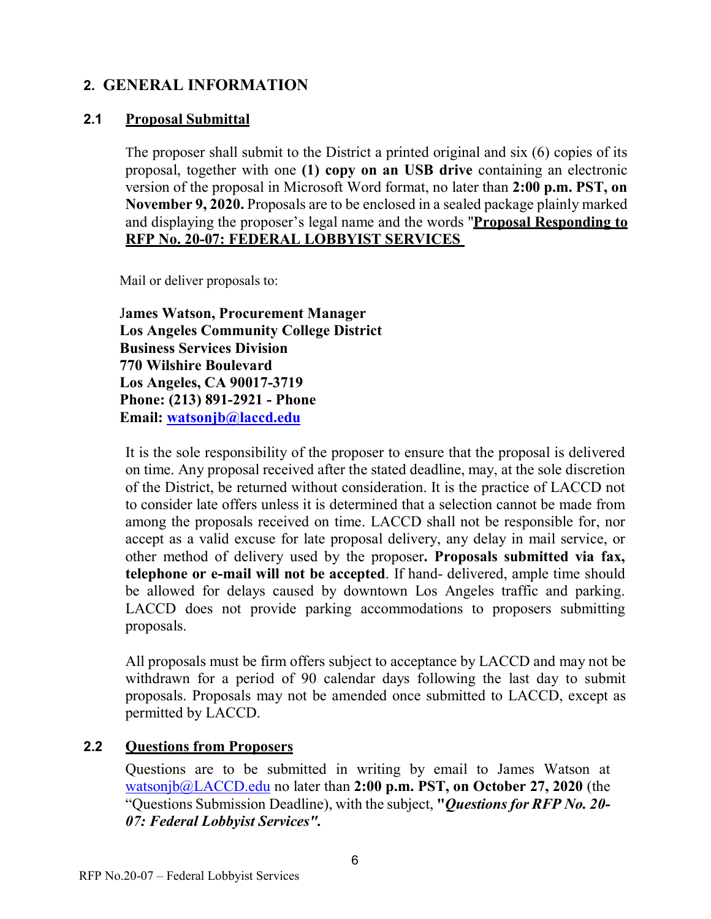## 2. GENERAL INFORMATION

### 2.1 Proposal Submittal

The proposer shall submit to the District a printed original and six (6) copies of its proposal, together with one **(1) copy on an USB drive** containing an electronic version of the proposal in Microsoft Word format, no later than **2:00 p.m. PST, on November 9, 2020.** Proposals are to be enclosed in a sealed package plainly marked and displaying the proposer's legal name and the words "**Proposal Responding to RFP No. 20-07: FEDERAL LOBBYIST SERVICES**

Mail or deliver proposals to:

**James Watson, Procurement Manager**
**Los Angeles Community College District**
**Business Services Division**
**770 Wilshire Boulevard**
**Los Angeles, CA 90017-3719**
**Phone: (213) 891-2921 - Phone**
**Email: watsonjb@laccd.edu**

It is the sole responsibility of the proposer to ensure that the proposal is delivered on time. Any proposal received after the stated deadline, may, at the sole discretion of the District, be returned without consideration. It is the practice of LACCD not to consider late offers unless it is determined that a selection cannot be made from among the proposals received on time. LACCD shall not be responsible for, nor accept as a valid excuse for late proposal delivery, any delay in mail service, or other method of delivery used by the proposer**. Proposals submitted via fax, telephone or e-mail will not be accepted**. If hand- delivered, ample time should be allowed for delays caused by downtown Los Angeles traffic and parking. LACCD does not provide parking accommodations to proposers submitting proposals.

All proposals must be firm offers subject to acceptance by LACCD and may not be withdrawn for a period of 90 calendar days following the last day to submit proposals. Proposals may not be amended once submitted to LACCD, except as permitted by LACCD.

### 2.2 Questions from Proposers

Questions are to be submitted in writing by email to James Watson at watsonjb@LACCD.edu no later than **2:00 p.m. PST, on October 27, 2020** (the "Questions Submission Deadline), with the subject, **"*Questions for RFP No. 20-07: Federal Lobbyist Services*".**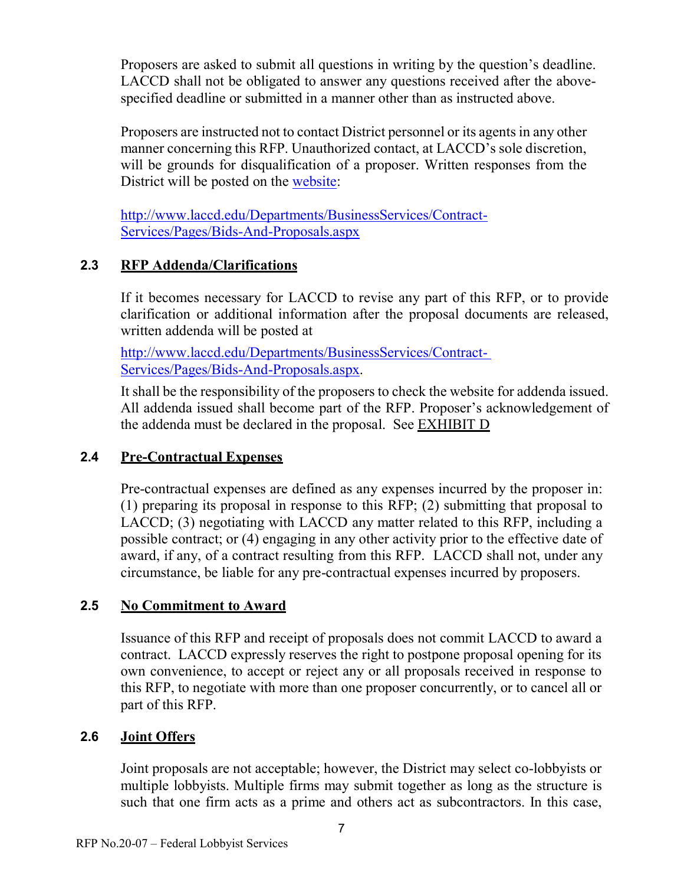Proposers are asked to submit all questions in writing by the question's deadline. LACCD shall not be obligated to answer any questions received after the above-specified deadline or submitted in a manner other than as instructed above.

Proposers are instructed not to contact District personnel or its agents in any other manner concerning this RFP. Unauthorized contact, at LACCD's sole discretion, will be grounds for disqualification of a proposer. Written responses from the District will be posted on the [website](http://www.laccd.edu/Departments/BusinessServices/Contract-Services/Pages/Bids-And-Proposals.aspx):

[http://www.laccd.edu/Departments/BusinessServices/Contract-Services/Pages/Bids-And-Proposals.aspx](http://www.laccd.edu/Departments/BusinessServices/Contract-Services/Pages/Bids-And-Proposals.aspx)

### 2.3 RFP Addenda/Clarifications

If it becomes necessary for LACCD to revise any part of this RFP, or to provide clarification or additional information after the proposal documents are released, written addenda will be posted at

[http://www.laccd.edu/Departments/BusinessServices/Contract-Services/Pages/Bids-And-Proposals.aspx](http://www.laccd.edu/Departments/BusinessServices/Contract-Services/Pages/Bids-And-Proposals.aspx).

It shall be the responsibility of the proposers to check the website for addenda issued. All addenda issued shall become part of the RFP. Proposer's acknowledgement of the addenda must be declared in the proposal. See EXHIBIT D

### 2.4 Pre-Contractual Expenses

Pre-contractual expenses are defined as any expenses incurred by the proposer in: (1) preparing its proposal in response to this RFP; (2) submitting that proposal to LACCD; (3) negotiating with LACCD any matter related to this RFP, including a possible contract; or (4) engaging in any other activity prior to the effective date of award, if any, of a contract resulting from this RFP. LACCD shall not, under any circumstance, be liable for any pre-contractual expenses incurred by proposers.

### 2.5 No Commitment to Award

Issuance of this RFP and receipt of proposals does not commit LACCD to award a contract. LACCD expressly reserves the right to postpone proposal opening for its own convenience, to accept or reject any or all proposals received in response to this RFP, to negotiate with more than one proposer concurrently, or to cancel all or part of this RFP.

### 2.6 Joint Offers

Joint proposals are not acceptable; however, the District may select co-lobbyists or multiple lobbyists. Multiple firms may submit together as long as the structure is such that one firm acts as a prime and others act as subcontractors. In this case,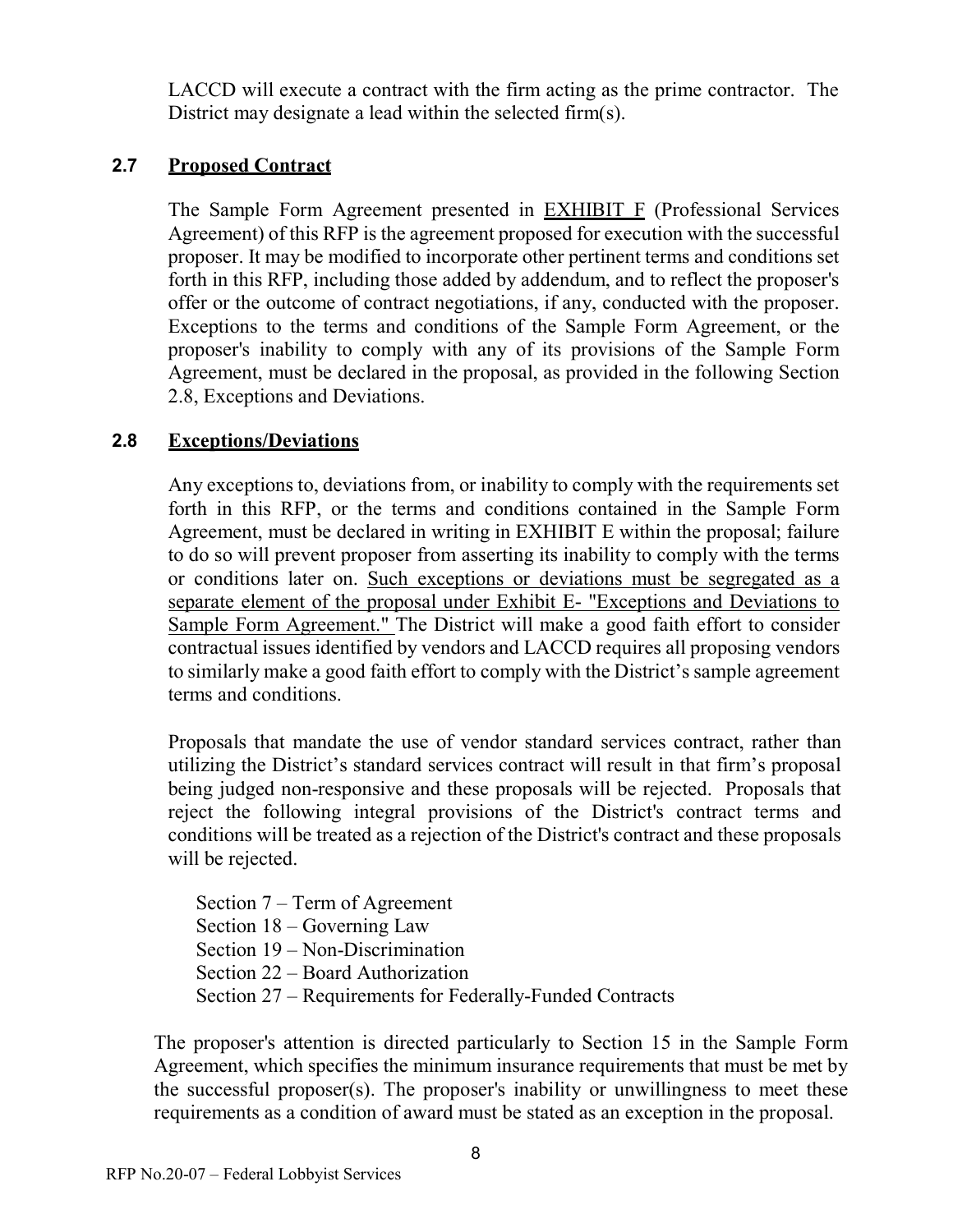LACCD will execute a contract with the firm acting as the prime contractor. The District may designate a lead within the selected firm(s).

### 2.7 Proposed Contract

The Sample Form Agreement presented in EXHIBIT F (Professional Services Agreement) of this RFP is the agreement proposed for execution with the successful proposer. It may be modified to incorporate other pertinent terms and conditions set forth in this RFP, including those added by addendum, and to reflect the proposer's offer or the outcome of contract negotiations, if any, conducted with the proposer. Exceptions to the terms and conditions of the Sample Form Agreement, or the proposer's inability to comply with any of its provisions of the Sample Form Agreement, must be declared in the proposal, as provided in the following Section 2.8, Exceptions and Deviations.

### 2.8 Exceptions/Deviations

Any exceptions to, deviations from, or inability to comply with the requirements set forth in this RFP, or the terms and conditions contained in the Sample Form Agreement, must be declared in writing in EXHIBIT E within the proposal; failure to do so will prevent proposer from asserting its inability to comply with the terms or conditions later on. Such exceptions or deviations must be segregated as a separate element of the proposal under Exhibit E- "Exceptions and Deviations to Sample Form Agreement." The District will make a good faith effort to consider contractual issues identified by vendors and LACCD requires all proposing vendors to similarly make a good faith effort to comply with the District's sample agreement terms and conditions.

Proposals that mandate the use of vendor standard services contract, rather than utilizing the District's standard services contract will result in that firm's proposal being judged non-responsive and these proposals will be rejected. Proposals that reject the following integral provisions of the District's contract terms and conditions will be treated as a rejection of the District's contract and these proposals will be rejected.

- Section 7 – Term of Agreement
- Section 18 – Governing Law
- Section 19 – Non-Discrimination
- Section 22 – Board Authorization
- Section 27 – Requirements for Federally-Funded Contracts

The proposer's attention is directed particularly to Section 15 in the Sample Form Agreement, which specifies the minimum insurance requirements that must be met by the successful proposer(s). The proposer's inability or unwillingness to meet these requirements as a condition of award must be stated as an exception in the proposal.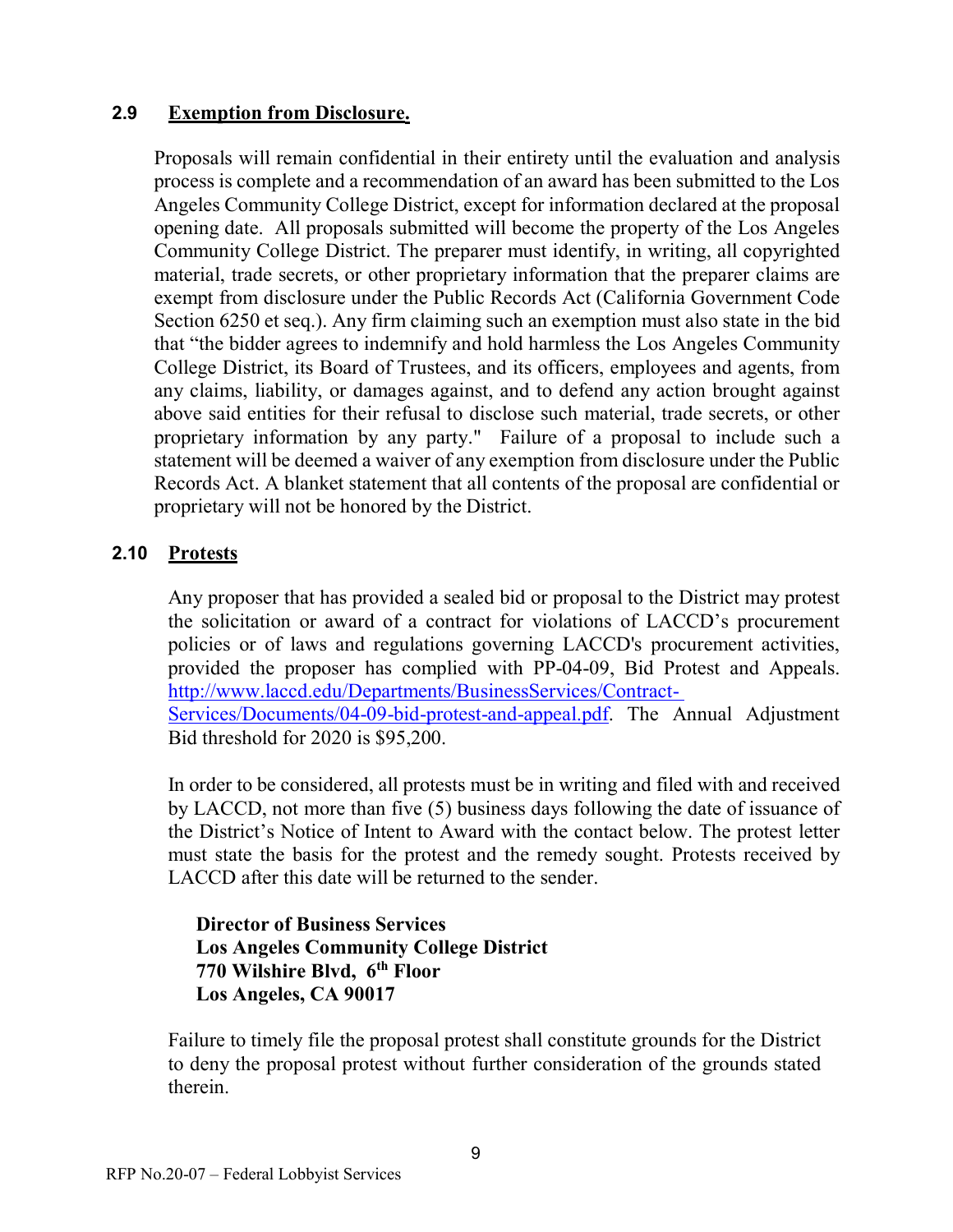## 2.9 Exemption from Disclosure.

Proposals will remain confidential in their entirety until the evaluation and analysis process is complete and a recommendation of an award has been submitted to the Los Angeles Community College District, except for information declared at the proposal opening date. All proposals submitted will become the property of the Los Angeles Community College District. The preparer must identify, in writing, all copyrighted material, trade secrets, or other proprietary information that the preparer claims are exempt from disclosure under the Public Records Act (California Government Code Section 6250 et seq.). Any firm claiming such an exemption must also state in the bid that "the bidder agrees to indemnify and hold harmless the Los Angeles Community College District, its Board of Trustees, and its officers, employees and agents, from any claims, liability, or damages against, and to defend any action brought against above said entities for their refusal to disclose such material, trade secrets, or other proprietary information by any party." Failure of a proposal to include such a statement will be deemed a waiver of any exemption from disclosure under the Public Records Act. A blanket statement that all contents of the proposal are confidential or proprietary will not be honored by the District.

## 2.10 Protests

Any proposer that has provided a sealed bid or proposal to the District may protest the solicitation or award of a contract for violations of LACCD's procurement policies or of laws and regulations governing LACCD's procurement activities, provided the proposer has complied with PP-04-09, Bid Protest and Appeals. http://www.laccd.edu/Departments/BusinessServices/Contract-Services/Documents/04-09-bid-protest-and-appeal.pdf. The Annual Adjustment Bid threshold for 2020 is $95,200.

In order to be considered, all protests must be in writing and filed with and received by LACCD, not more than five (5) business days following the date of issuance of the District's Notice of Intent to Award with the contact below. The protest letter must state the basis for the protest and the remedy sought. Protests received by LACCD after this date will be returned to the sender.

**Director of Business Services**
**Los Angeles Community College District**
**770 Wilshire Blvd, 6th Floor**
**Los Angeles, CA 90017**

Failure to timely file the proposal protest shall constitute grounds for the District to deny the proposal protest without further consideration of the grounds stated therein.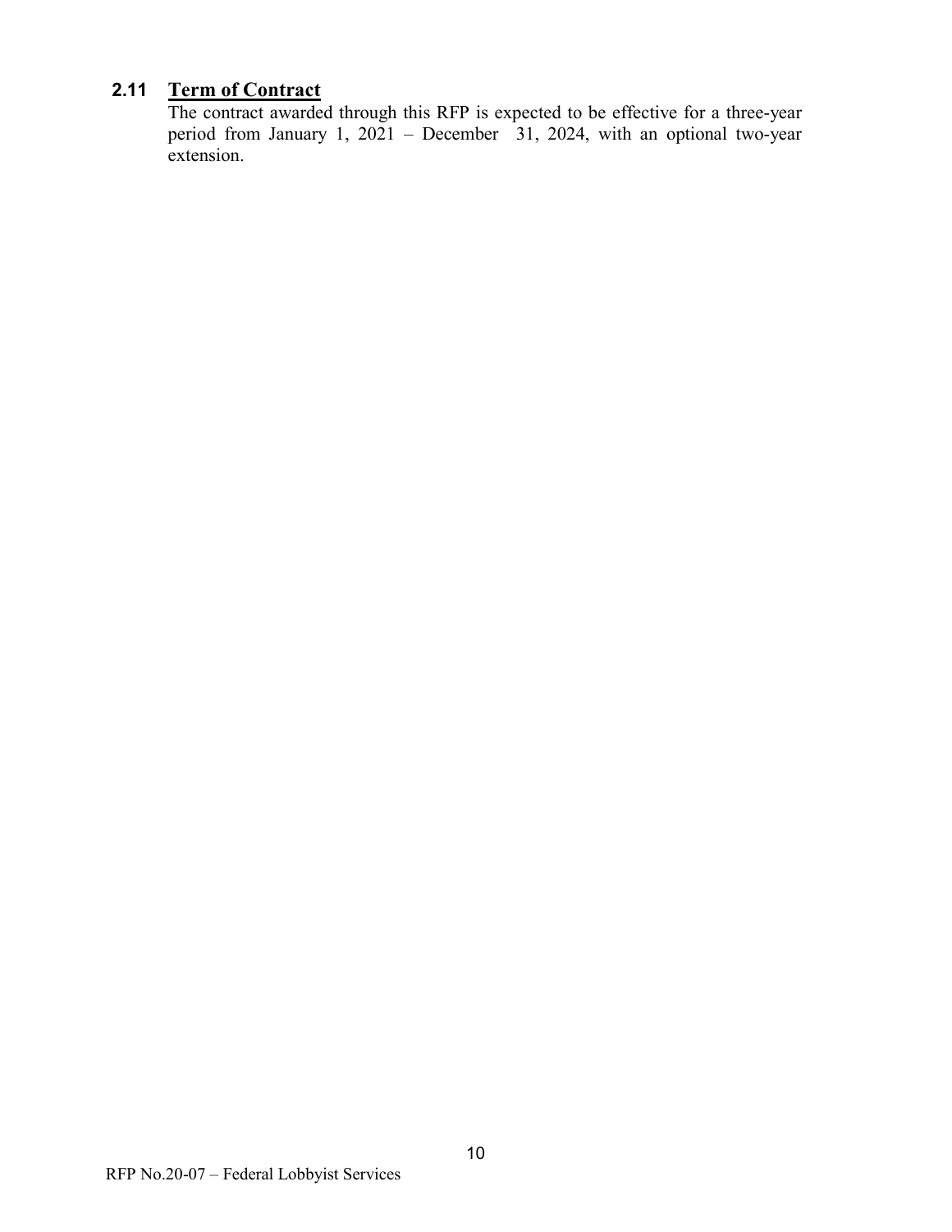## 2.11 Term of Contract

The contract awarded through this RFP is expected to be effective for a three-year period from January 1, 2021 – December 31, 2024, with an optional two-year extension.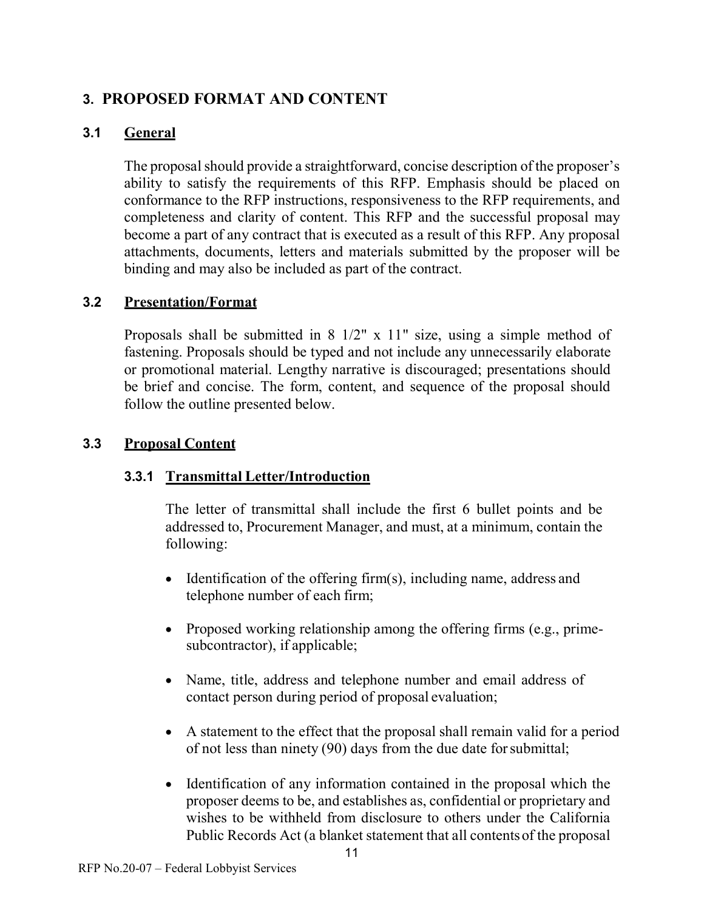## 3. PROPOSED FORMAT AND CONTENT

### 3.1 General

The proposal should provide a straightforward, concise description of the proposer's ability to satisfy the requirements of this RFP. Emphasis should be placed on conformance to the RFP instructions, responsiveness to the RFP requirements, and completeness and clarity of content. This RFP and the successful proposal may become a part of any contract that is executed as a result of this RFP. Any proposal attachments, documents, letters and materials submitted by the proposer will be binding and may also be included as part of the contract.

### 3.2 Presentation/Format

Proposals shall be submitted in 8 1/2" x 11" size, using a simple method of fastening. Proposals should be typed and not include any unnecessarily elaborate or promotional material. Lengthy narrative is discouraged; presentations should be brief and concise. The form, content, and sequence of the proposal should follow the outline presented below.

### 3.3 Proposal Content

#### 3.3.1 Transmittal Letter/Introduction

The letter of transmittal shall include the first 6 bullet points and be addressed to, Procurement Manager, and must, at a minimum, contain the following:

- Identification of the offering firm(s), including name, address and telephone number of each firm;
- Proposed working relationship among the offering firms (e.g., prime-subcontractor), if applicable;
- Name, title, address and telephone number and email address of contact person during period of proposal evaluation;
- A statement to the effect that the proposal shall remain valid for a period of not less than ninety (90) days from the due date for submittal;
- Identification of any information contained in the proposal which the proposer deems to be, and establishes as, confidential or proprietary and wishes to be withheld from disclosure to others under the California Public Records Act (a blanket statement that all contents of the proposal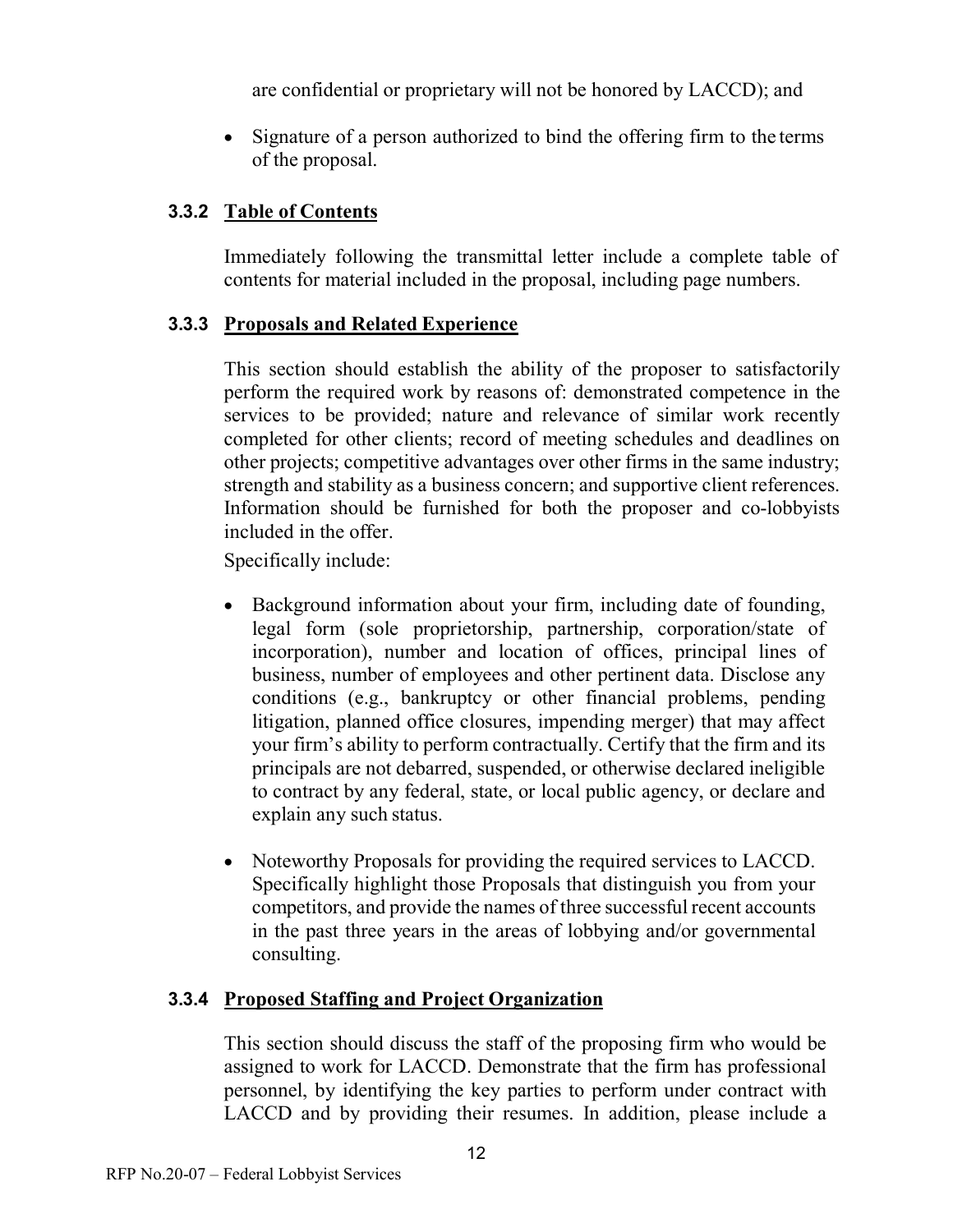are confidential or proprietary will not be honored by LACCD); and

- Signature of a person authorized to bind the offering firm to the terms of the proposal.

### 3.3.2 Table of Contents

Immediately following the transmittal letter include a complete table of contents for material included in the proposal, including page numbers.

### 3.3.3 Proposals and Related Experience

This section should establish the ability of the proposer to satisfactorily perform the required work by reasons of: demonstrated competence in the services to be provided; nature and relevance of similar work recently completed for other clients; record of meeting schedules and deadlines on other projects; competitive advantages over other firms in the same industry; strength and stability as a business concern; and supportive client references. Information should be furnished for both the proposer and co-lobbyists included in the offer.

Specifically include:

- Background information about your firm, including date of founding, legal form (sole proprietorship, partnership, corporation/state of incorporation), number and location of offices, principal lines of business, number of employees and other pertinent data. Disclose any conditions (e.g., bankruptcy or other financial problems, pending litigation, planned office closures, impending merger) that may affect your firm's ability to perform contractually. Certify that the firm and its principals are not debarred, suspended, or otherwise declared ineligible to contract by any federal, state, or local public agency, or declare and explain any such status.

- Noteworthy Proposals for providing the required services to LACCD. Specifically highlight those Proposals that distinguish you from your competitors, and provide the names of three successful recent accounts in the past three years in the areas of lobbying and/or governmental consulting.

### 3.3.4 Proposed Staffing and Project Organization

This section should discuss the staff of the proposing firm who would be assigned to work for LACCD. Demonstrate that the firm has professional personnel, by identifying the key parties to perform under contract with LACCD and by providing their resumes. In addition, please include a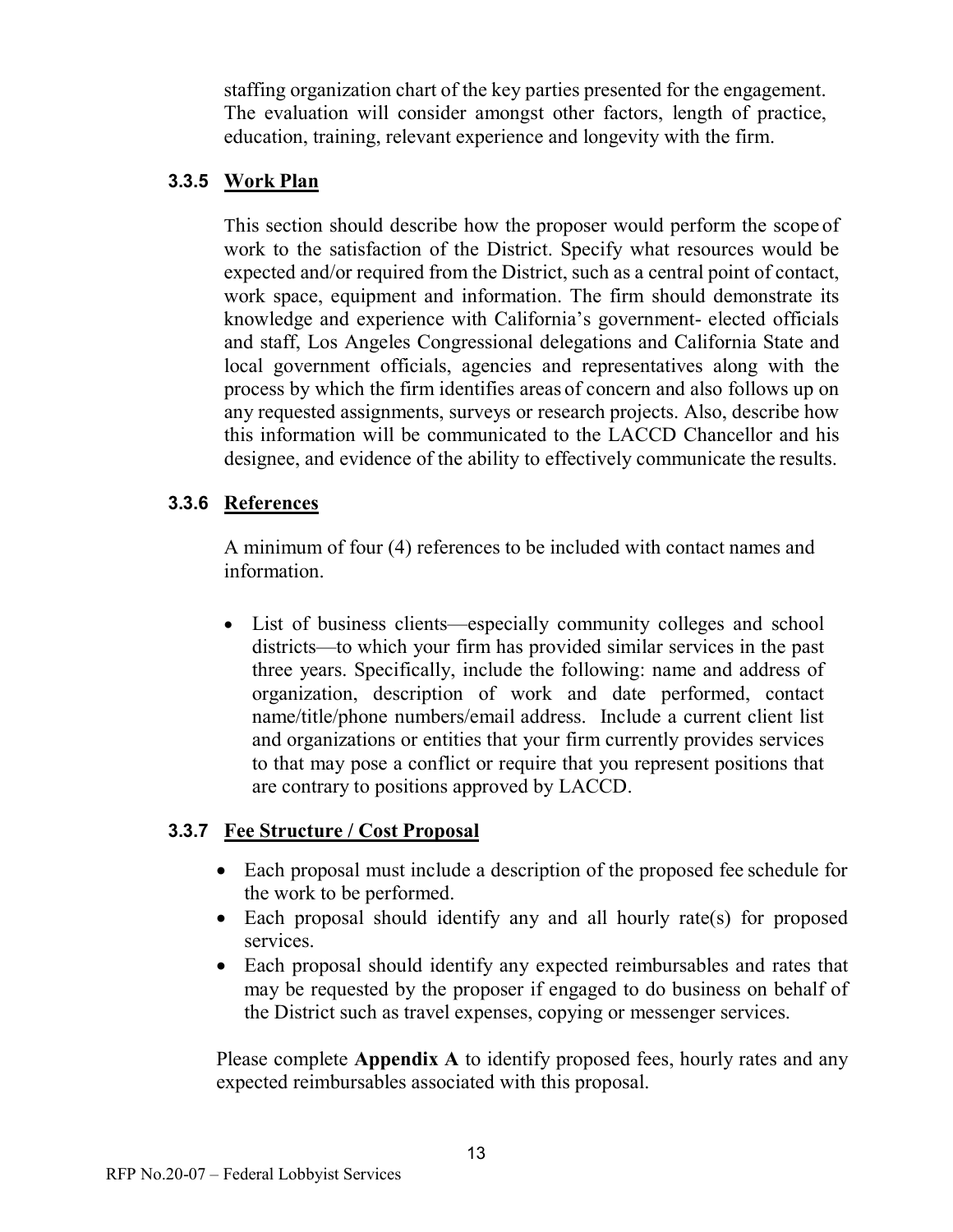staffing organization chart of the key parties presented for the engagement. The evaluation will consider amongst other factors, length of practice, education, training, relevant experience and longevity with the firm.

### 3.3.5 Work Plan

This section should describe how the proposer would perform the scope of work to the satisfaction of the District. Specify what resources would be expected and/or required from the District, such as a central point of contact, work space, equipment and information. The firm should demonstrate its knowledge and experience with California's government- elected officials and staff, Los Angeles Congressional delegations and California State and local government officials, agencies and representatives along with the process by which the firm identifies areas of concern and also follows up on any requested assignments, surveys or research projects. Also, describe how this information will be communicated to the LACCD Chancellor and his designee, and evidence of the ability to effectively communicate the results.

### 3.3.6 References

A minimum of four (4) references to be included with contact names and information.

- List of business clients—especially community colleges and school districts—to which your firm has provided similar services in the past three years. Specifically, include the following: name and address of organization, description of work and date performed, contact name/title/phone numbers/email address. Include a current client list and organizations or entities that your firm currently provides services to that may pose a conflict or require that you represent positions that are contrary to positions approved by LACCD.

### 3.3.7 Fee Structure / Cost Proposal

- Each proposal must include a description of the proposed fee schedule for the work to be performed.
- Each proposal should identify any and all hourly rate(s) for proposed services.
- Each proposal should identify any expected reimbursables and rates that may be requested by the proposer if engaged to do business on behalf of the District such as travel expenses, copying or messenger services.

Please complete **Appendix A** to identify proposed fees, hourly rates and any expected reimbursables associated with this proposal.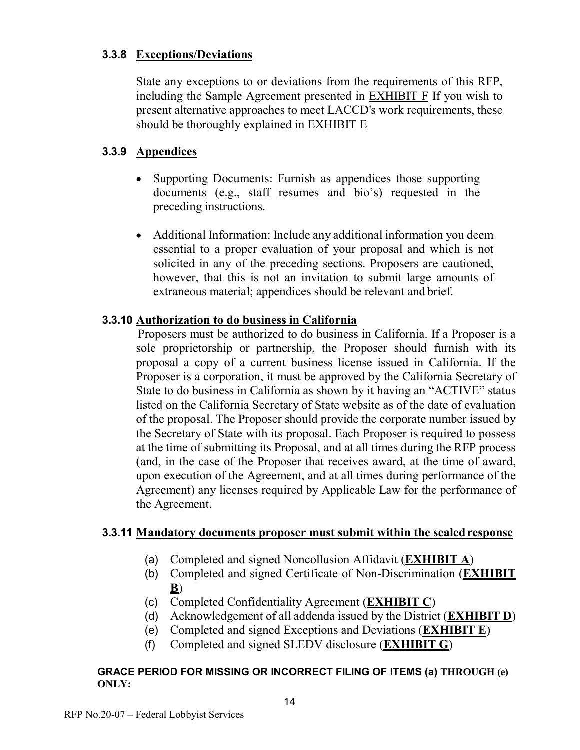### 3.3.8 Exceptions/Deviations

State any exceptions to or deviations from the requirements of this RFP, including the Sample Agreement presented in EXHIBIT F If you wish to present alternative approaches to meet LACCD's work requirements, these should be thoroughly explained in EXHIBIT E

### 3.3.9 Appendices

- Supporting Documents: Furnish as appendices those supporting documents (e.g., staff resumes and bio's) requested in the preceding instructions.
- Additional Information: Include any additional information you deem essential to a proper evaluation of your proposal and which is not solicited in any of the preceding sections. Proposers are cautioned, however, that this is not an invitation to submit large amounts of extraneous material; appendices should be relevant and brief.

### 3.3.10 Authorization to do business in California

Proposers must be authorized to do business in California. If a Proposer is a sole proprietorship or partnership, the Proposer should furnish with its proposal a copy of a current business license issued in California. If the Proposer is a corporation, it must be approved by the California Secretary of State to do business in California as shown by it having an "ACTIVE" status listed on the California Secretary of State website as of the date of evaluation of the proposal. The Proposer should provide the corporate number issued by the Secretary of State with its proposal. Each Proposer is required to possess at the time of submitting its Proposal, and at all times during the RFP process (and, in the case of the Proposer that receives award, at the time of award, upon execution of the Agreement, and at all times during performance of the Agreement) any licenses required by Applicable Law for the performance of the Agreement.

### 3.3.11 Mandatory documents proposer must submit within the sealed response

(a) Completed and signed Noncollusion Affidavit (**EXHIBIT A**)
(b) Completed and signed Certificate of Non-Discrimination (**EXHIBIT B**)
(c) Completed Confidentiality Agreement (**EXHIBIT C**)
(d) Acknowledgement of all addenda issued by the District (**EXHIBIT D**)
(e) Completed and signed Exceptions and Deviations (**EXHIBIT E**)
(f) Completed and signed SLEDV disclosure (**EXHIBIT G**)

**GRACE PERIOD FOR MISSING OR INCORRECT FILING OF ITEMS (a) THROUGH (e) ONLY:**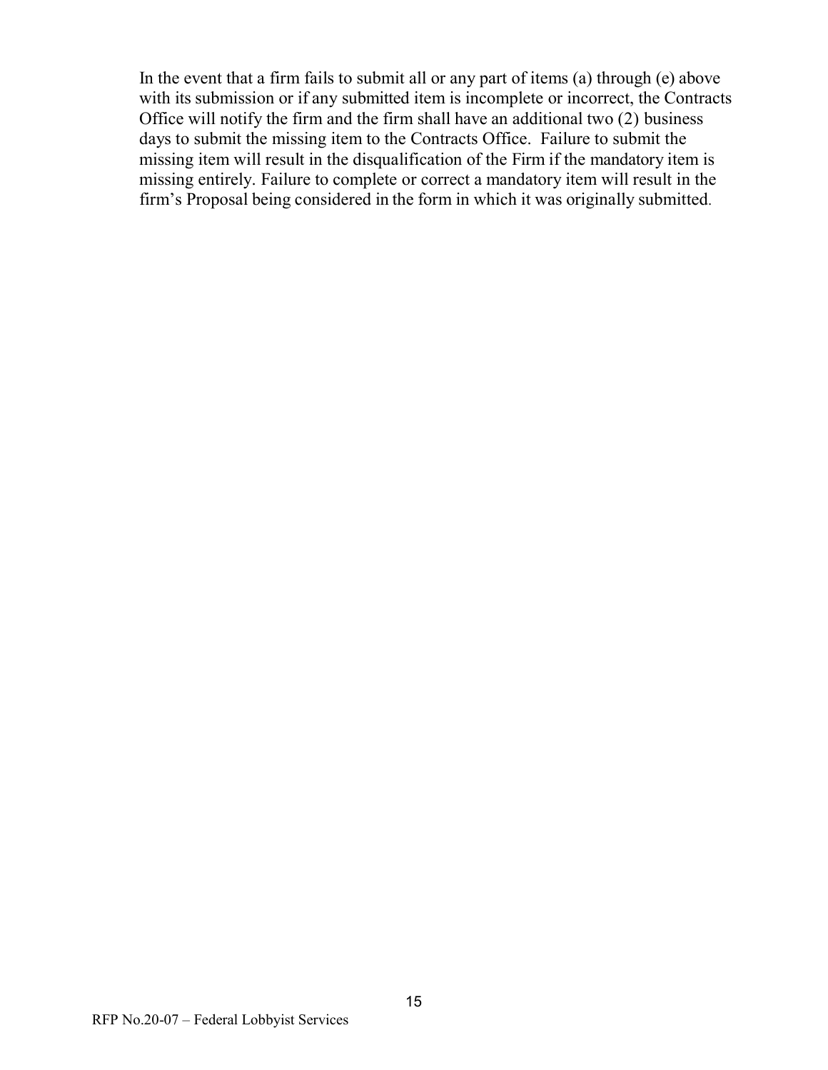In the event that a firm fails to submit all or any part of items (a) through (e) above with its submission or if any submitted item is incomplete or incorrect, the Contracts Office will notify the firm and the firm shall have an additional two (2) business days to submit the missing item to the Contracts Office. Failure to submit the missing item will result in the disqualification of the Firm if the mandatory item is missing entirely. Failure to complete or correct a mandatory item will result in the firm's Proposal being considered in the form in which it was originally submitted.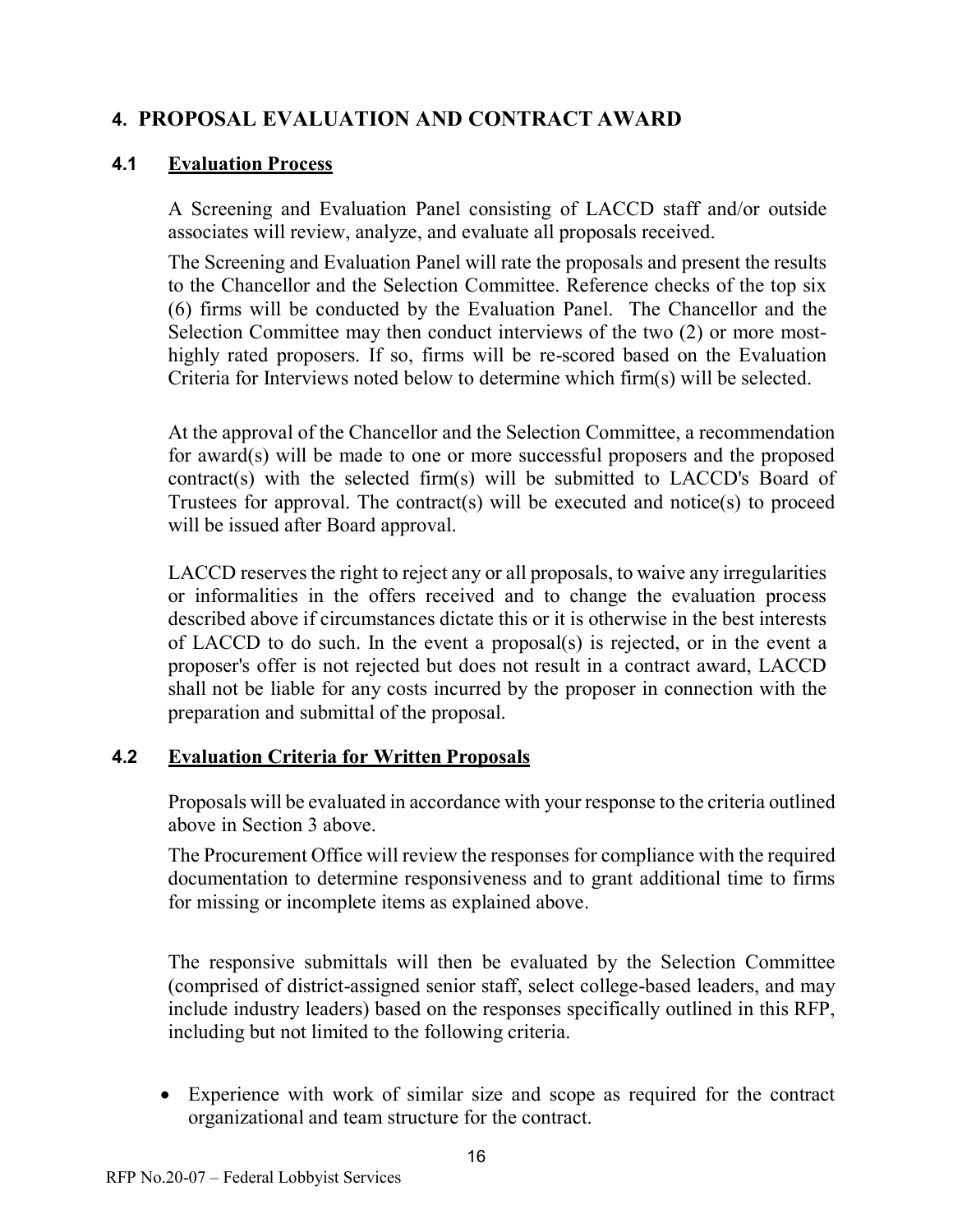## 4. PROPOSAL EVALUATION AND CONTRACT AWARD

### 4.1 Evaluation Process

A Screening and Evaluation Panel consisting of LACCD staff and/or outside associates will review, analyze, and evaluate all proposals received.

The Screening and Evaluation Panel will rate the proposals and present the results to the Chancellor and the Selection Committee. Reference checks of the top six (6) firms will be conducted by the Evaluation Panel. The Chancellor and the Selection Committee may then conduct interviews of the two (2) or more most-highly rated proposers. If so, firms will be re-scored based on the Evaluation Criteria for Interviews noted below to determine which firm(s) will be selected.

At the approval of the Chancellor and the Selection Committee, a recommendation for award(s) will be made to one or more successful proposers and the proposed contract(s) with the selected firm(s) will be submitted to LACCD's Board of Trustees for approval. The contract(s) will be executed and notice(s) to proceed will be issued after Board approval.

LACCD reserves the right to reject any or all proposals, to waive any irregularities or informalities in the offers received and to change the evaluation process described above if circumstances dictate this or it is otherwise in the best interests of LACCD to do such. In the event a proposal(s) is rejected, or in the event a proposer's offer is not rejected but does not result in a contract award, LACCD shall not be liable for any costs incurred by the proposer in connection with the preparation and submittal of the proposal.

### 4.2 Evaluation Criteria for Written Proposals

Proposals will be evaluated in accordance with your response to the criteria outlined above in Section 3 above.

The Procurement Office will review the responses for compliance with the required documentation to determine responsiveness and to grant additional time to firms for missing or incomplete items as explained above.

The responsive submittals will then be evaluated by the Selection Committee (comprised of district-assigned senior staff, select college-based leaders, and may include industry leaders) based on the responses specifically outlined in this RFP, including but not limited to the following criteria.

- Experience with work of similar size and scope as required for the contract organizational and team structure for the contract.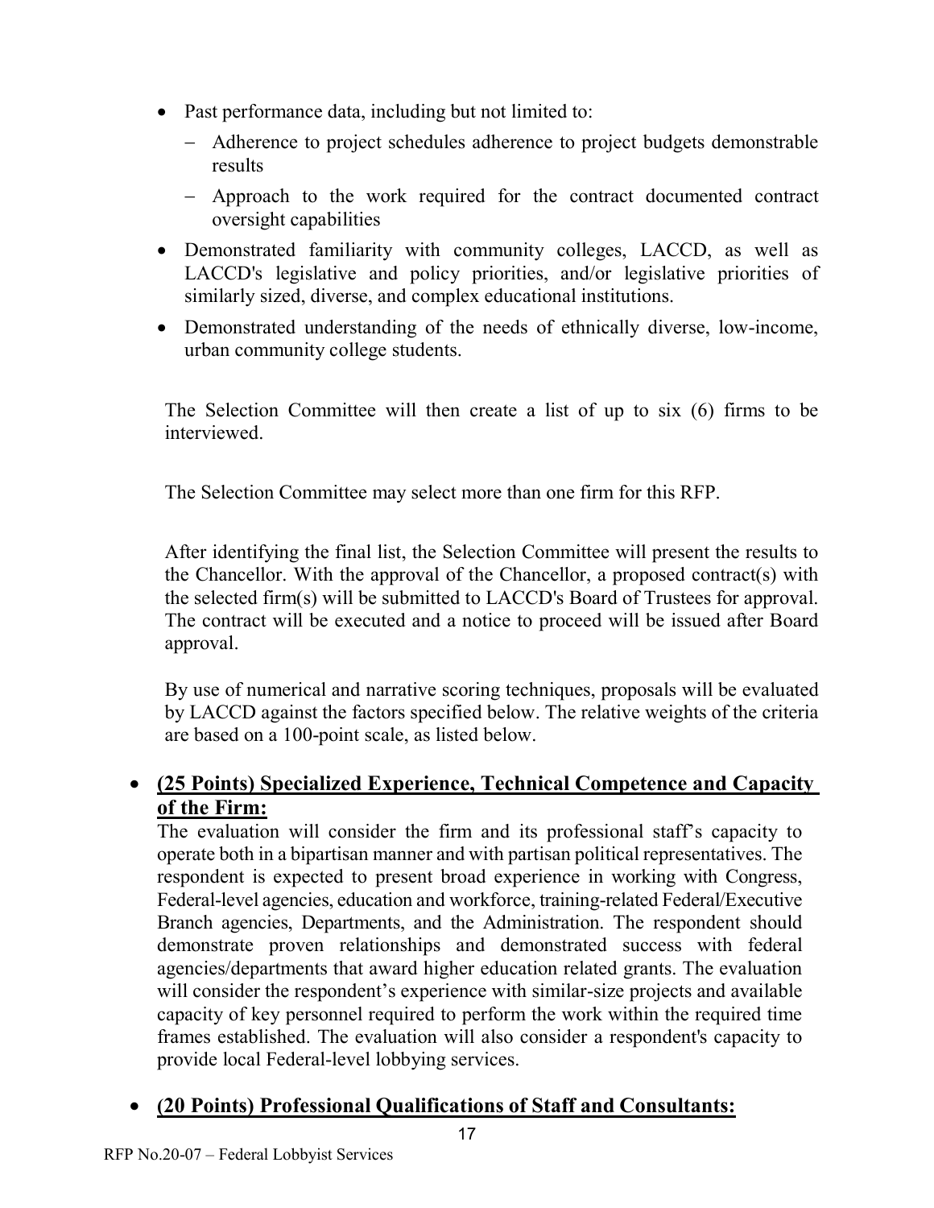- Past performance data, including but not limited to:
  - Adherence to project schedules adherence to project budgets demonstrable results
  - Approach to the work required for the contract documented contract oversight capabilities
- Demonstrated familiarity with community colleges, LACCD, as well as LACCD's legislative and policy priorities, and/or legislative priorities of similarly sized, diverse, and complex educational institutions.
- Demonstrated understanding of the needs of ethnically diverse, low-income, urban community college students.

The Selection Committee will then create a list of up to six (6) firms to be interviewed.

The Selection Committee may select more than one firm for this RFP.

After identifying the final list, the Selection Committee will present the results to the Chancellor. With the approval of the Chancellor, a proposed contract(s) with the selected firm(s) will be submitted to LACCD's Board of Trustees for approval. The contract will be executed and a notice to proceed will be issued after Board approval.

By use of numerical and narrative scoring techniques, proposals will be evaluated by LACCD against the factors specified below. The relative weights of the criteria are based on a 100-point scale, as listed below.

- **(25 Points) Specialized Experience, Technical Competence and Capacity of the Firm:**
  The evaluation will consider the firm and its professional staff's capacity to operate both in a bipartisan manner and with partisan political representatives. The respondent is expected to present broad experience in working with Congress, Federal-level agencies, education and workforce, training-related Federal/Executive Branch agencies, Departments, and the Administration. The respondent should demonstrate proven relationships and demonstrated success with federal agencies/departments that award higher education related grants. The evaluation will consider the respondent's experience with similar-size projects and available capacity of key personnel required to perform the work within the required time frames established. The evaluation will also consider a respondent's capacity to provide local Federal-level lobbying services.

- **(20 Points) Professional Qualifications of Staff and Consultants:**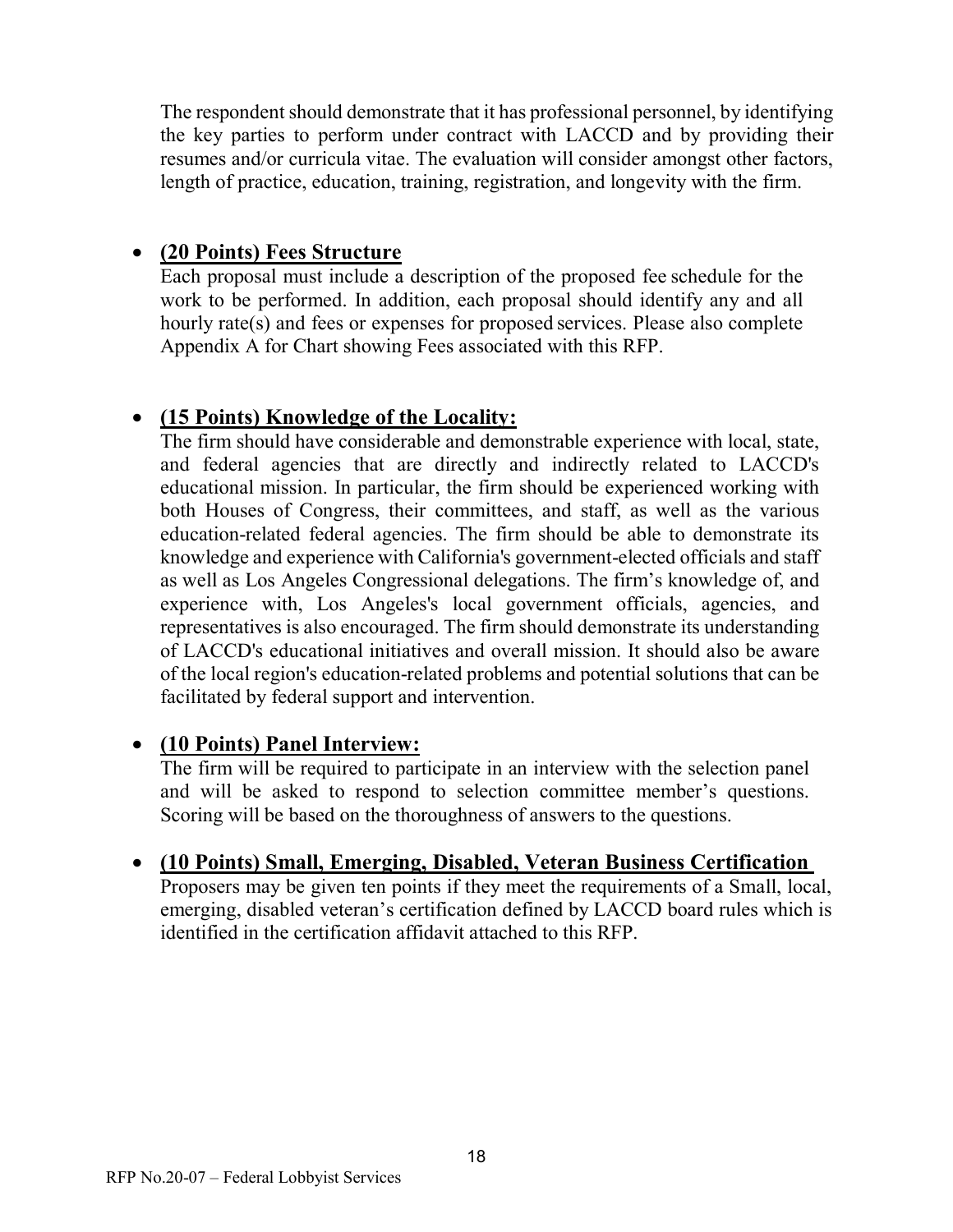The respondent should demonstrate that it has professional personnel, by identifying the key parties to perform under contract with LACCD and by providing their resumes and/or curricula vitae. The evaluation will consider amongst other factors, length of practice, education, training, registration, and longevity with the firm.

- **(20 Points) Fees Structure**
  Each proposal must include a description of the proposed fee schedule for the work to be performed. In addition, each proposal should identify any and all hourly rate(s) and fees or expenses for proposed services. Please also complete Appendix A for Chart showing Fees associated with this RFP.

- **(15 Points) Knowledge of the Locality:**
  The firm should have considerable and demonstrable experience with local, state, and federal agencies that are directly and indirectly related to LACCD's educational mission. In particular, the firm should be experienced working with both Houses of Congress, their committees, and staff, as well as the various education-related federal agencies. The firm should be able to demonstrate its knowledge and experience with California's government-elected officials and staff as well as Los Angeles Congressional delegations. The firm's knowledge of, and experience with, Los Angeles's local government officials, agencies, and representatives is also encouraged. The firm should demonstrate its understanding of LACCD's educational initiatives and overall mission. It should also be aware of the local region's education-related problems and potential solutions that can be facilitated by federal support and intervention.

- **(10 Points) Panel Interview:**
  The firm will be required to participate in an interview with the selection panel and will be asked to respond to selection committee member's questions. Scoring will be based on the thoroughness of answers to the questions.

- **(10 Points) Small, Emerging, Disabled, Veteran Business Certification**
  Proposers may be given ten points if they meet the requirements of a Small, local, emerging, disabled veteran's certification defined by LACCD board rules which is identified in the certification affidavit attached to this RFP.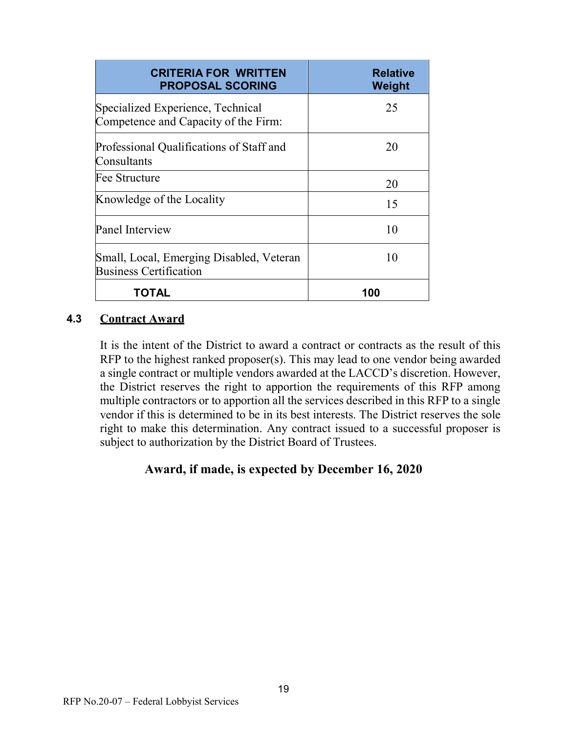| CRITERIA FOR WRITTEN PROPOSAL SCORING | Relative Weight |
|---|---|
| Specialized Experience, Technical Competence and Capacity of the Firm: | 25 |
| Professional Qualifications of Staff and Consultants | 20 |
| Fee Structure | 20 |
| Knowledge of the Locality | 15 |
| Panel Interview | 10 |
| Small, Local, Emerging Disabled, Veteran Business Certification | 10 |
| **TOTAL** | **100** |

### 4.3 Contract Award

It is the intent of the District to award a contract or contracts as the result of this RFP to the highest ranked proposer(s). This may lead to one vendor being awarded a single contract or multiple vendors awarded at the LACCD's discretion. However, the District reserves the right to apportion the requirements of this RFP among multiple contractors or to apportion all the services described in this RFP to a single vendor if this is determined to be in its best interests. The District reserves the sole right to make this determination. Any contract issued to a successful proposer is subject to authorization by the District Board of Trustees.

**Award, if made, is expected by December 16, 2020**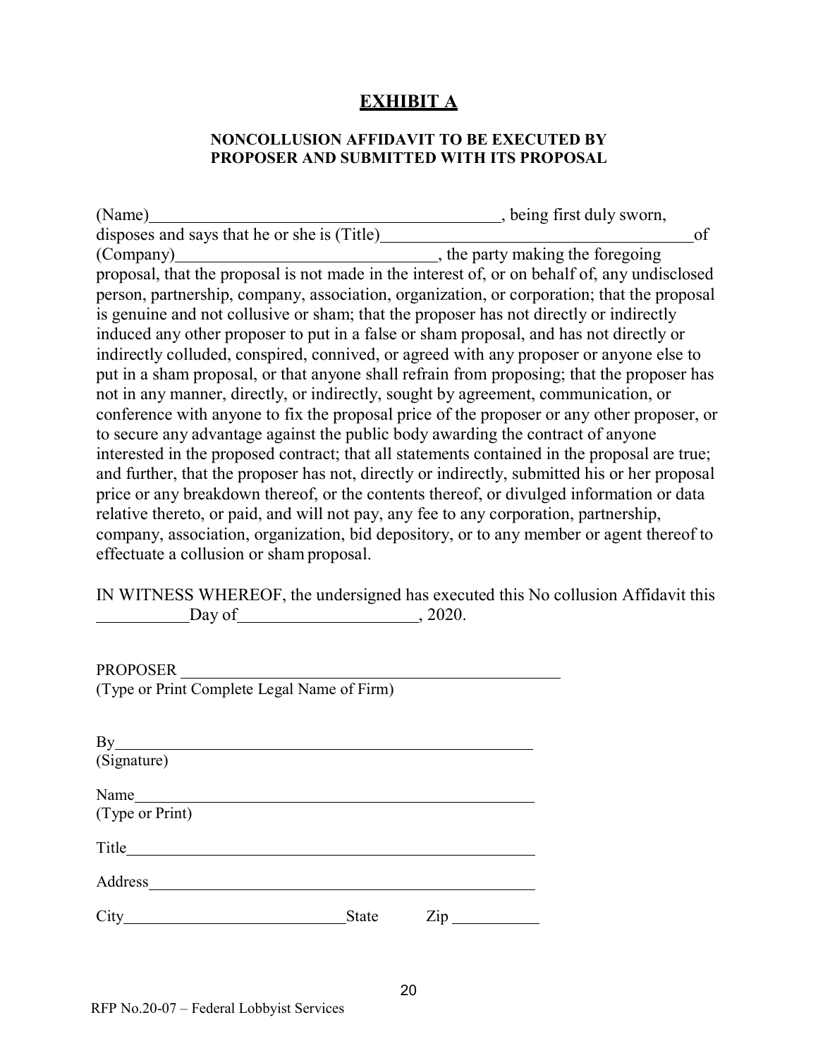# EXHIBIT A

**NONCOLLUSION AFFIDAVIT TO BE EXECUTED BY PROPOSER AND SUBMITTED WITH ITS PROPOSAL**

(Name)\_\_\_\_\_\_\_\_\_\_\_\_\_\_\_\_\_\_\_\_\_\_\_\_\_\_\_\_\_\_\_\_\_\_\_\_\_\_\_\_, being first duly sworn, disposes and says that he or she is (Title)\_\_\_\_\_\_\_\_\_\_\_\_\_\_\_\_\_\_\_\_\_\_\_\_\_\_\_\_\_\_\_\_\_\_\_\_of (Company)\_\_\_\_\_\_\_\_\_\_\_\_\_\_\_\_\_\_\_\_\_\_\_\_\_\_\_\_\_\_, the party making the foregoing proposal, that the proposal is not made in the interest of, or on behalf of, any undisclosed person, partnership, company, association, organization, or corporation; that the proposal is genuine and not collusive or sham; that the proposer has not directly or indirectly induced any other proposer to put in a false or sham proposal, and has not directly or indirectly colluded, conspired, connived, or agreed with any proposer or anyone else to put in a sham proposal, or that anyone shall refrain from proposing; that the proposer has not in any manner, directly, or indirectly, sought by agreement, communication, or conference with anyone to fix the proposal price of the proposer or any other proposer, or to secure any advantage against the public body awarding the contract of anyone interested in the proposed contract; that all statements contained in the proposal are true; and further, that the proposer has not, directly or indirectly, submitted his or her proposal price or any breakdown thereof, or the contents thereof, or divulged information or data relative thereto, or paid, and will not pay, any fee to any corporation, partnership, company, association, organization, bid depository, or to any member or agent thereof to effectuate a collusion or sham proposal.

IN WITNESS WHEREOF, the undersigned has executed this No collusion Affidavit this \_\_\_\_\_\_\_\_\_\_Day of\_\_\_\_\_\_\_\_\_\_\_\_\_\_\_\_\_\_\_\_, 2020.

PROPOSER \_\_\_\_\_\_\_\_\_\_\_\_\_\_\_\_\_\_\_\_\_\_\_\_\_\_\_\_\_\_\_\_\_\_\_\_\_\_\_\_\_\_\_\_\_\_
(Type or Print Complete Legal Name of Firm)

By\_\_\_\_\_\_\_\_\_\_\_\_\_\_\_\_\_\_\_\_\_\_\_\_\_\_\_\_\_\_\_\_\_\_\_\_\_\_\_\_\_\_\_\_\_\_\_\_\_\_\_
(Signature)

Name\_\_\_\_\_\_\_\_\_\_\_\_\_\_\_\_\_\_\_\_\_\_\_\_\_\_\_\_\_\_\_\_\_\_\_\_\_\_\_\_\_\_\_\_\_\_\_\_\_
(Type or Print)

Title\_\_\_\_\_\_\_\_\_\_\_\_\_\_\_\_\_\_\_\_\_\_\_\_\_\_\_\_\_\_\_\_\_\_\_\_\_\_\_\_\_\_\_\_\_\_\_\_\_\_

Address\_\_\_\_\_\_\_\_\_\_\_\_\_\_\_\_\_\_\_\_\_\_\_\_\_\_\_\_\_\_\_\_\_\_\_\_\_\_\_\_\_\_\_\_\_\_\_

City\_\_\_\_\_\_\_\_\_\_\_\_\_\_\_\_\_\_\_\_\_\_\_\_\_\_\_State Zip \_\_\_\_\_\_\_\_\_\_

RFP No.20-07 – Federal Lobbyist Services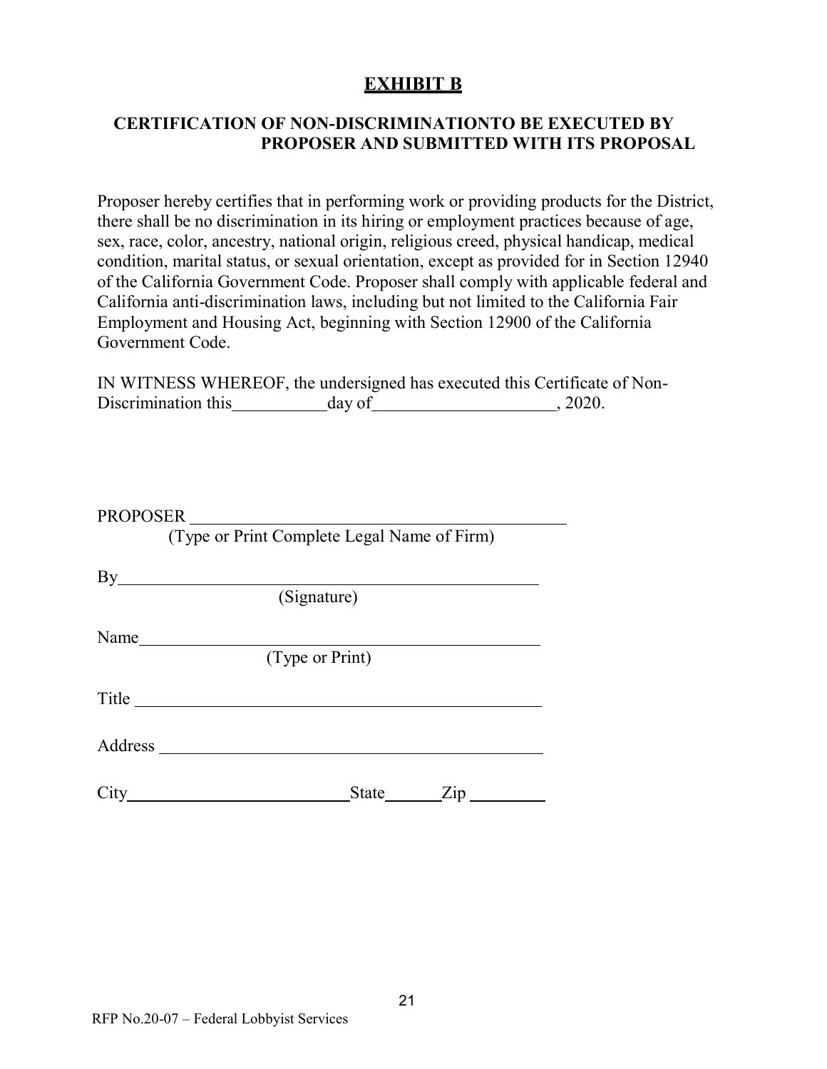# EXHIBIT B

## CERTIFICATION OF NON-DISCRIMINATIONTO BE EXECUTED BY PROPOSER AND SUBMITTED WITH ITS PROPOSAL

Proposer hereby certifies that in performing work or providing products for the District, there shall be no discrimination in its hiring or employment practices because of age, sex, race, color, ancestry, national origin, religious creed, physical handicap, medical condition, marital status, or sexual orientation, except as provided for in Section 12940 of the California Government Code. Proposer shall comply with applicable federal and California anti-discrimination laws, including but not limited to the California Fair Employment and Housing Act, beginning with Section 12900 of the California Government Code.

IN WITNESS WHEREOF, the undersigned has executed this Certificate of Non-Discrimination this\_\_\_\_\_\_\_\_\_\_\_day of\_\_\_\_\_\_\_\_\_\_\_\_\_\_\_\_\_\_\_\_\_, 2020.

PROPOSER \_\_\_\_\_\_\_\_\_\_\_\_\_\_\_\_\_\_\_\_\_\_\_\_\_\_\_\_\_\_\_\_\_\_\_\_\_\_\_\_\_\_\_\_
(Type or Print Complete Legal Name of Firm)

By\_\_\_\_\_\_\_\_\_\_\_\_\_\_\_\_\_\_\_\_\_\_\_\_\_\_\_\_\_\_\_\_\_\_\_\_\_\_\_\_\_\_\_\_\_\_\_\_
(Signature)

Name\_\_\_\_\_\_\_\_\_\_\_\_\_\_\_\_\_\_\_\_\_\_\_\_\_\_\_\_\_\_\_\_\_\_\_\_\_\_\_\_\_\_\_\_\_\_
(Type or Print)

Title \_\_\_\_\_\_\_\_\_\_\_\_\_\_\_\_\_\_\_\_\_\_\_\_\_\_\_\_\_\_\_\_\_\_\_\_\_\_\_\_\_\_\_\_\_\_\_

Address \_\_\_\_\_\_\_\_\_\_\_\_\_\_\_\_\_\_\_\_\_\_\_\_\_\_\_\_\_\_\_\_\_\_\_\_\_\_\_\_\_\_\_\_

City\_\_\_\_\_\_\_\_\_\_\_\_\_\_\_\_\_\_\_\_\_\_\_\_\_\_State\_\_\_\_\_\_Zip \_\_\_\_\_\_\_\_\_

RFP No.20-07 – Federal Lobbyist Services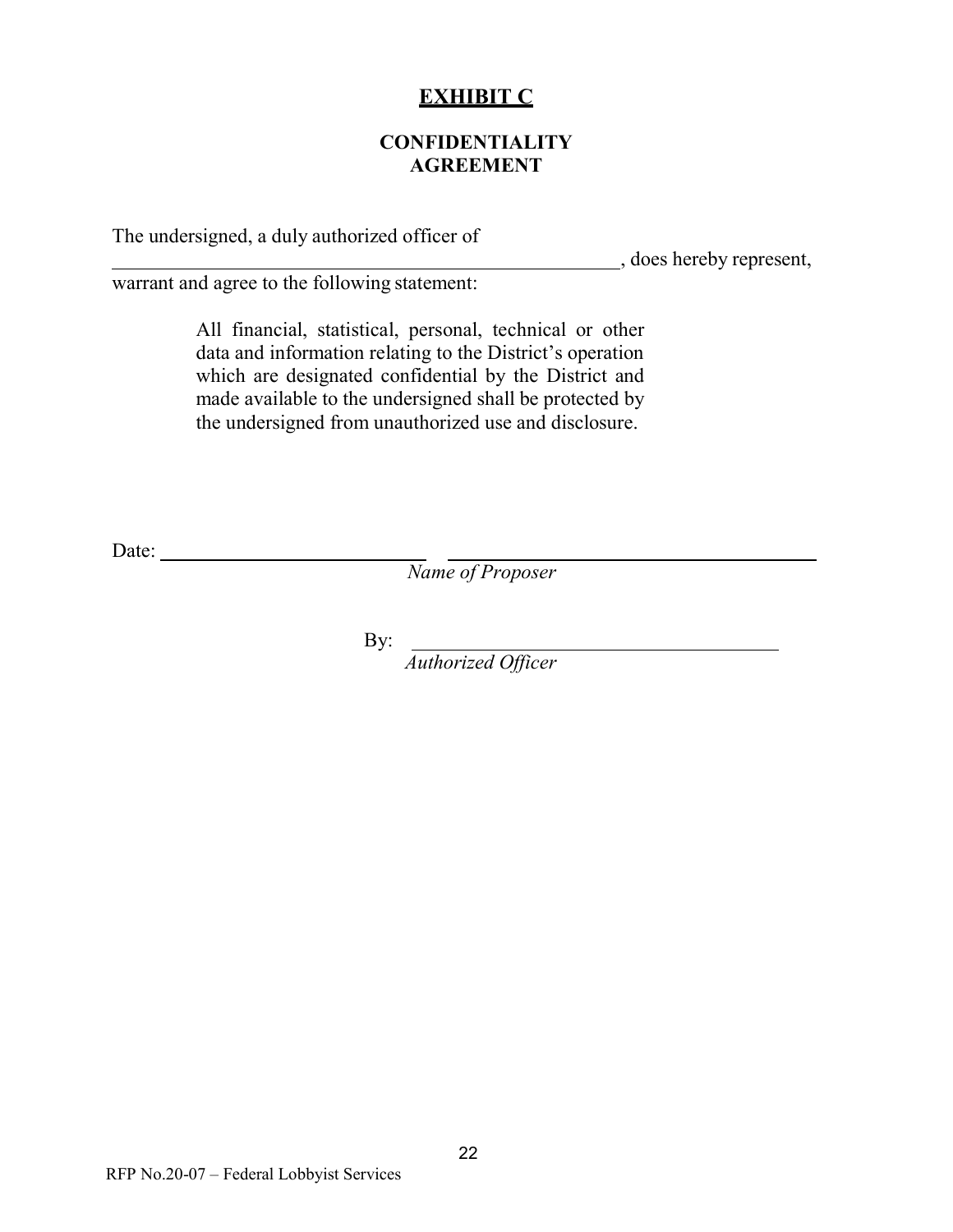# EXHIBIT C

## CONFIDENTIALITY AGREEMENT

The undersigned, a duly authorized officer of \_\_\_\_\_\_\_\_\_\_\_\_\_\_\_\_\_\_\_\_\_\_\_\_\_\_\_\_\_\_\_\_\_\_\_\_\_\_\_\_\_\_\_\_\_\_\_\_, does hereby represent, warrant and agree to the following statement:

> All financial, statistical, personal, technical or other data and information relating to the District's operation which are designated confidential by the District and made available to the undersigned shall be protected by the undersigned from unauthorized use and disclosure.

Date: \_\_\_\_\_\_\_\_\_\_\_\_\_\_\_\_\_\_\_\_\_\_\_\_\_\_ \_\_\_\_\_\_\_\_\_\_\_\_\_\_\_\_\_\_\_\_\_\_\_\_\_\_\_\_\_\_\_\_\_\_\_\_\_\_

*Name of Proposer*

By: \_\_\_\_\_\_\_\_\_\_\_\_\_\_\_\_\_\_\_\_\_\_\_\_\_\_\_\_\_\_\_\_\_\_\_\_\_\_

*Authorized Officer*

RFP No.20-07 – Federal Lobbyist Services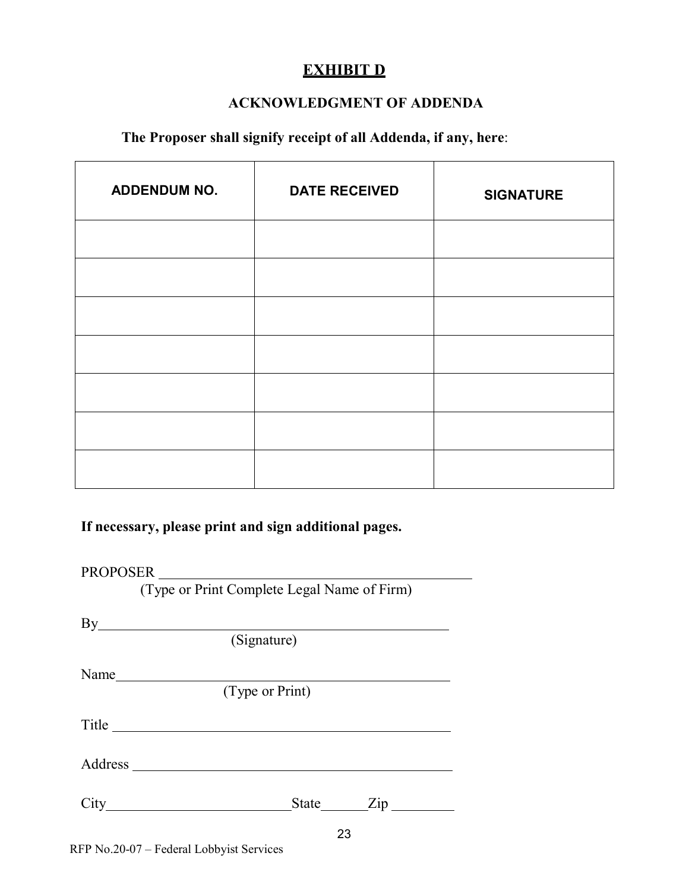# EXHIBIT D

## ACKNOWLEDGMENT OF ADDENDA

**The Proposer shall signify receipt of all Addenda, if any, here**:

| ADDENDUM NO. | DATE RECEIVED | SIGNATURE |
|---|---|---|
| | | |
| | | |
| | | |
| | | |
| | | |
| | | |
| | | |

**If necessary, please print and sign additional pages.**

PROPOSER ______________________________________________
(Type or Print Complete Legal Name of Firm)

By______________________________________________
(Signature)

Name______________________________________________
(Type or Print)

Title ______________________________________________

Address ______________________________________________

City________________________State________Zip __________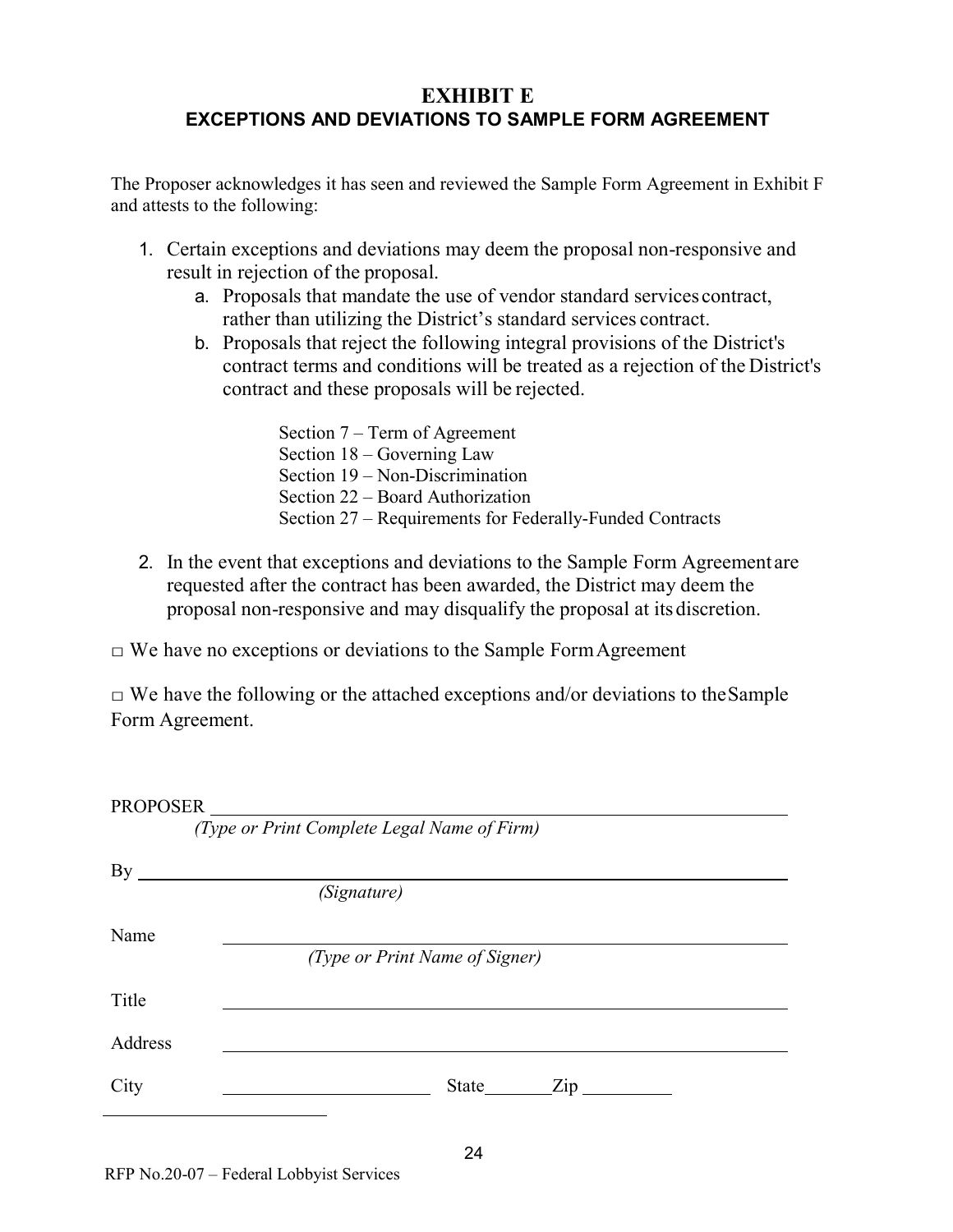# EXHIBIT E
## EXCEPTIONS AND DEVIATIONS TO SAMPLE FORM AGREEMENT

The Proposer acknowledges it has seen and reviewed the Sample Form Agreement in Exhibit F and attests to the following:

1. Certain exceptions and deviations may deem the proposal non-responsive and result in rejection of the proposal.
   a. Proposals that mandate the use of vendor standard services contract, rather than utilizing the District's standard services contract.
   b. Proposals that reject the following integral provisions of the District's contract terms and conditions will be treated as a rejection of the District's contract and these proposals will be rejected.

      Section 7 – Term of Agreement
      Section 18 – Governing Law
      Section 19 – Non-Discrimination
      Section 22 – Board Authorization
      Section 27 – Requirements for Federally-Funded Contracts

2. In the event that exceptions and deviations to the Sample Form Agreement are requested after the contract has been awarded, the District may deem the proposal non-responsive and may disqualify the proposal at its discretion.

□ We have no exceptions or deviations to the Sample Form Agreement

□ We have the following or the attached exceptions and/or deviations to the Sample Form Agreement.

PROPOSER ____________________________________________
*(Type or Print Complete Legal Name of Firm)*

By ____________________________________________
*(Signature)*

Name ____________________________________________
*(Type or Print Name of Signer)*

Title ____________________________________________

Address ____________________________________________

City ____________________ State ________ Zip __________

RFP No.20-07 – Federal Lobbyist Services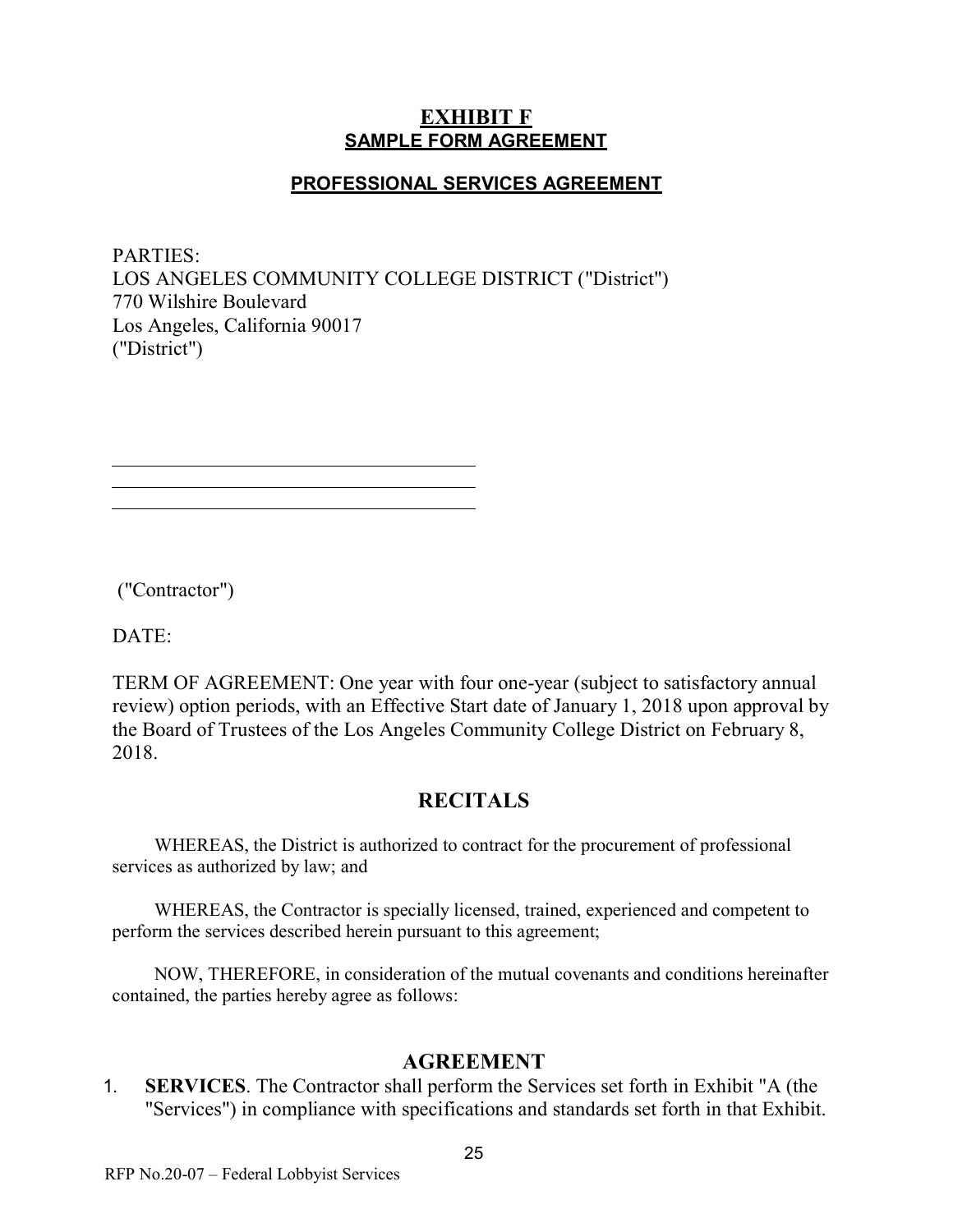# EXHIBIT F
## SAMPLE FORM AGREEMENT

### PROFESSIONAL SERVICES AGREEMENT

PARTIES:
LOS ANGELES COMMUNITY COLLEGE DISTRICT ("District")
770 Wilshire Boulevard
Los Angeles, California 90017
("District")

\_\_\_\_\_\_\_\_\_\_\_\_\_\_\_\_\_\_\_\_\_\_\_\_\_\_\_\_\_\_\_\_\_\_\_\_\_\_\_\_
\_\_\_\_\_\_\_\_\_\_\_\_\_\_\_\_\_\_\_\_\_\_\_\_\_\_\_\_\_\_\_\_\_\_\_\_\_\_\_\_
\_\_\_\_\_\_\_\_\_\_\_\_\_\_\_\_\_\_\_\_\_\_\_\_\_\_\_\_\_\_\_\_\_\_\_\_\_\_\_\_

("Contractor")

DATE:

TERM OF AGREEMENT: One year with four one-year (subject to satisfactory annual review) option periods, with an Effective Start date of January 1, 2018 upon approval by the Board of Trustees of the Los Angeles Community College District on February 8, 2018.

## RECITALS

WHEREAS, the District is authorized to contract for the procurement of professional services as authorized by law; and

WHEREAS, the Contractor is specially licensed, trained, experienced and competent to perform the services described herein pursuant to this agreement;

NOW, THEREFORE, in consideration of the mutual covenants and conditions hereinafter contained, the parties hereby agree as follows:

## AGREEMENT

1. **SERVICES**. The Contractor shall perform the Services set forth in Exhibit "A (the "Services") in compliance with specifications and standards set forth in that Exhibit.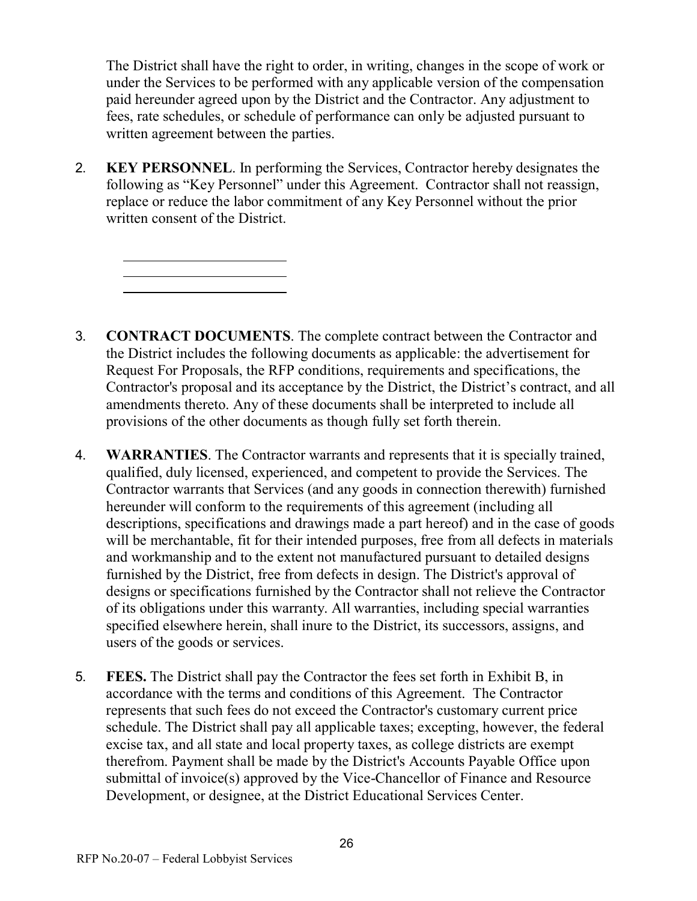The District shall have the right to order, in writing, changes in the scope of work or under the Services to be performed with any applicable version of the compensation paid hereunder agreed upon by the District and the Contractor. Any adjustment to fees, rate schedules, or schedule of performance can only be adjusted pursuant to written agreement between the parties.

2. **KEY PERSONNEL**. In performing the Services, Contractor hereby designates the following as "Key Personnel" under this Agreement. Contractor shall not reassign, replace or reduce the labor commitment of any Key Personnel without the prior written consent of the District.

   \_\_\_\_\_\_\_\_\_\_\_\_\_\_\_\_\_\_\_\_\_\_\_\_
   \_\_\_\_\_\_\_\_\_\_\_\_\_\_\_\_\_\_\_\_\_\_\_\_
   \_\_\_\_\_\_\_\_\_\_\_\_\_\_\_\_\_\_\_\_\_\_\_\_

3. **CONTRACT DOCUMENTS**. The complete contract between the Contractor and the District includes the following documents as applicable: the advertisement for Request For Proposals, the RFP conditions, requirements and specifications, the Contractor's proposal and its acceptance by the District, the District's contract, and all amendments thereto. Any of these documents shall be interpreted to include all provisions of the other documents as though fully set forth therein.

4. **WARRANTIES**. The Contractor warrants and represents that it is specially trained, qualified, duly licensed, experienced, and competent to provide the Services. The Contractor warrants that Services (and any goods in connection therewith) furnished hereunder will conform to the requirements of this agreement (including all descriptions, specifications and drawings made a part hereof) and in the case of goods will be merchantable, fit for their intended purposes, free from all defects in materials and workmanship and to the extent not manufactured pursuant to detailed designs furnished by the District, free from defects in design. The District's approval of designs or specifications furnished by the Contractor shall not relieve the Contractor of its obligations under this warranty. All warranties, including special warranties specified elsewhere herein, shall inure to the District, its successors, assigns, and users of the goods or services.

5. **FEES.** The District shall pay the Contractor the fees set forth in Exhibit B, in accordance with the terms and conditions of this Agreement. The Contractor represents that such fees do not exceed the Contractor's customary current price schedule. The District shall pay all applicable taxes; excepting, however, the federal excise tax, and all state and local property taxes, as college districts are exempt therefrom. Payment shall be made by the District's Accounts Payable Office upon submittal of invoice(s) approved by the Vice-Chancellor of Finance and Resource Development, or designee, at the District Educational Services Center.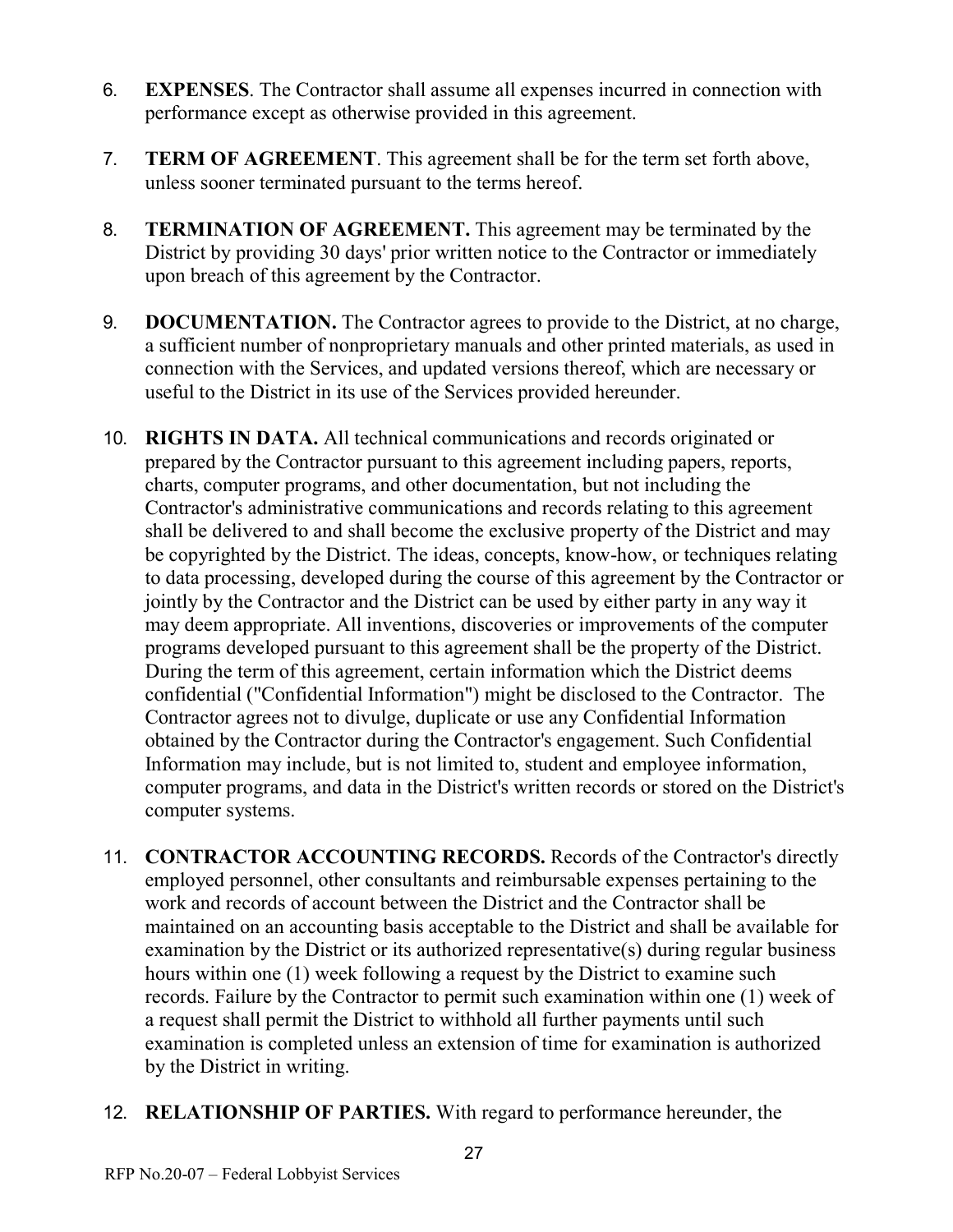6. **EXPENSES**. The Contractor shall assume all expenses incurred in connection with performance except as otherwise provided in this agreement.

7. **TERM OF AGREEMENT**. This agreement shall be for the term set forth above, unless sooner terminated pursuant to the terms hereof.

8. **TERMINATION OF AGREEMENT.** This agreement may be terminated by the District by providing 30 days' prior written notice to the Contractor or immediately upon breach of this agreement by the Contractor.

9. **DOCUMENTATION.** The Contractor agrees to provide to the District, at no charge, a sufficient number of nonproprietary manuals and other printed materials, as used in connection with the Services, and updated versions thereof, which are necessary or useful to the District in its use of the Services provided hereunder.

10. **RIGHTS IN DATA.** All technical communications and records originated or prepared by the Contractor pursuant to this agreement including papers, reports, charts, computer programs, and other documentation, but not including the Contractor's administrative communications and records relating to this agreement shall be delivered to and shall become the exclusive property of the District and may be copyrighted by the District. The ideas, concepts, know-how, or techniques relating to data processing, developed during the course of this agreement by the Contractor or jointly by the Contractor and the District can be used by either party in any way it may deem appropriate. All inventions, discoveries or improvements of the computer programs developed pursuant to this agreement shall be the property of the District. During the term of this agreement, certain information which the District deems confidential ("Confidential Information") might be disclosed to the Contractor. The Contractor agrees not to divulge, duplicate or use any Confidential Information obtained by the Contractor during the Contractor's engagement. Such Confidential Information may include, but is not limited to, student and employee information, computer programs, and data in the District's written records or stored on the District's computer systems.

11. **CONTRACTOR ACCOUNTING RECORDS.** Records of the Contractor's directly employed personnel, other consultants and reimbursable expenses pertaining to the work and records of account between the District and the Contractor shall be maintained on an accounting basis acceptable to the District and shall be available for examination by the District or its authorized representative(s) during regular business hours within one (1) week following a request by the District to examine such records. Failure by the Contractor to permit such examination within one (1) week of a request shall permit the District to withhold all further payments until such examination is completed unless an extension of time for examination is authorized by the District in writing.

12. **RELATIONSHIP OF PARTIES.** With regard to performance hereunder, the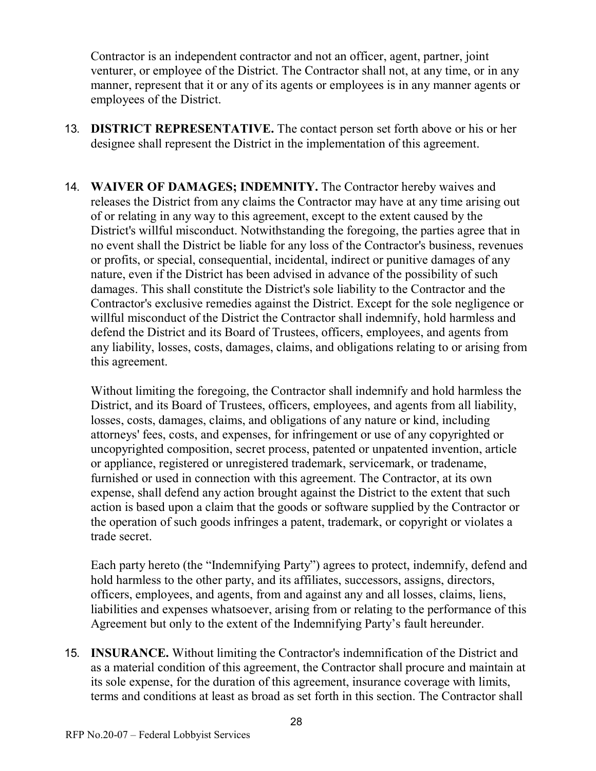Contractor is an independent contractor and not an officer, agent, partner, joint venturer, or employee of the District. The Contractor shall not, at any time, or in any manner, represent that it or any of its agents or employees is in any manner agents or employees of the District.

13. **DISTRICT REPRESENTATIVE.** The contact person set forth above or his or her designee shall represent the District in the implementation of this agreement.

14. **WAIVER OF DAMAGES; INDEMNITY.** The Contractor hereby waives and releases the District from any claims the Contractor may have at any time arising out of or relating in any way to this agreement, except to the extent caused by the District's willful misconduct. Notwithstanding the foregoing, the parties agree that in no event shall the District be liable for any loss of the Contractor's business, revenues or profits, or special, consequential, incidental, indirect or punitive damages of any nature, even if the District has been advised in advance of the possibility of such damages. This shall constitute the District's sole liability to the Contractor and the Contractor's exclusive remedies against the District. Except for the sole negligence or willful misconduct of the District the Contractor shall indemnify, hold harmless and defend the District and its Board of Trustees, officers, employees, and agents from any liability, losses, costs, damages, claims, and obligations relating to or arising from this agreement.

    Without limiting the foregoing, the Contractor shall indemnify and hold harmless the District, and its Board of Trustees, officers, employees, and agents from all liability, losses, costs, damages, claims, and obligations of any nature or kind, including attorneys' fees, costs, and expenses, for infringement or use of any copyrighted or uncopyrighted composition, secret process, patented or unpatented invention, article or appliance, registered or unregistered trademark, servicemark, or tradename, furnished or used in connection with this agreement. The Contractor, at its own expense, shall defend any action brought against the District to the extent that such action is based upon a claim that the goods or software supplied by the Contractor or the operation of such goods infringes a patent, trademark, or copyright or violates a trade secret.

    Each party hereto (the "Indemnifying Party") agrees to protect, indemnify, defend and hold harmless to the other party, and its affiliates, successors, assigns, directors, officers, employees, and agents, from and against any and all losses, claims, liens, liabilities and expenses whatsoever, arising from or relating to the performance of this Agreement but only to the extent of the Indemnifying Party's fault hereunder.

15. **INSURANCE.** Without limiting the Contractor's indemnification of the District and as a material condition of this agreement, the Contractor shall procure and maintain at its sole expense, for the duration of this agreement, insurance coverage with limits, terms and conditions at least as broad as set forth in this section. The Contractor shall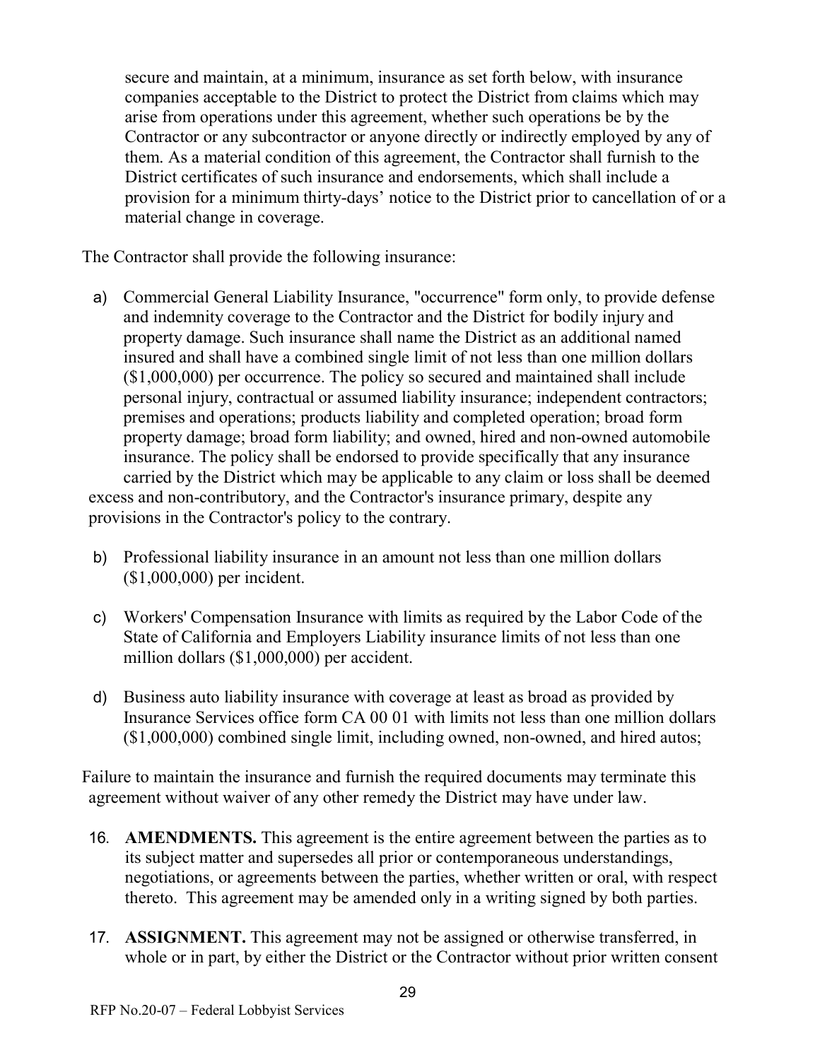secure and maintain, at a minimum, insurance as set forth below, with insurance companies acceptable to the District to protect the District from claims which may arise from operations under this agreement, whether such operations be by the Contractor or any subcontractor or anyone directly or indirectly employed by any of them. As a material condition of this agreement, the Contractor shall furnish to the District certificates of such insurance and endorsements, which shall include a provision for a minimum thirty-days' notice to the District prior to cancellation of or a material change in coverage.

The Contractor shall provide the following insurance:

a) Commercial General Liability Insurance, "occurrence" form only, to provide defense and indemnity coverage to the Contractor and the District for bodily injury and property damage. Such insurance shall name the District as an additional named insured and shall have a combined single limit of not less than one million dollars ($1,000,000) per occurrence. The policy so secured and maintained shall include personal injury, contractual or assumed liability insurance; independent contractors; premises and operations; products liability and completed operation; broad form property damage; broad form liability; and owned, hired and non-owned automobile insurance. The policy shall be endorsed to provide specifically that any insurance carried by the District which may be applicable to any claim or loss shall be deemed excess and non-contributory, and the Contractor's insurance primary, despite any provisions in the Contractor's policy to the contrary.

b) Professional liability insurance in an amount not less than one million dollars ($1,000,000) per incident.

c) Workers' Compensation Insurance with limits as required by the Labor Code of the State of California and Employers Liability insurance limits of not less than one million dollars ($1,000,000) per accident.

d) Business auto liability insurance with coverage at least as broad as provided by Insurance Services office form CA 00 01 with limits not less than one million dollars ($1,000,000) combined single limit, including owned, non-owned, and hired autos;

Failure to maintain the insurance and furnish the required documents may terminate this agreement without waiver of any other remedy the District may have under law.

16. **AMENDMENTS.** This agreement is the entire agreement between the parties as to its subject matter and supersedes all prior or contemporaneous understandings, negotiations, or agreements between the parties, whether written or oral, with respect thereto. This agreement may be amended only in a writing signed by both parties.

17. **ASSIGNMENT.** This agreement may not be assigned or otherwise transferred, in whole or in part, by either the District or the Contractor without prior written consent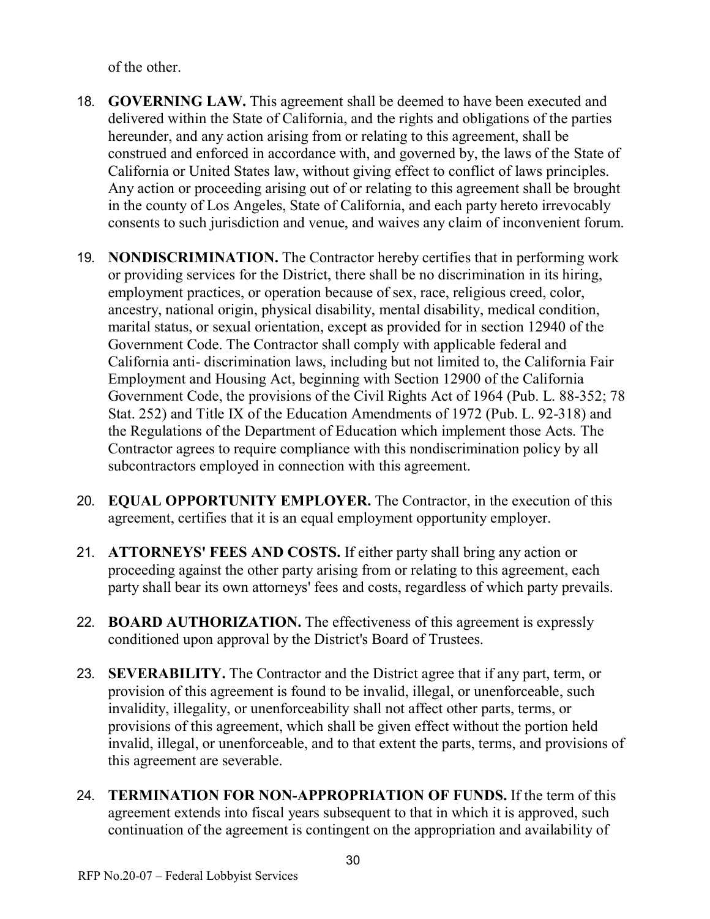of the other.

18. **GOVERNING LAW.** This agreement shall be deemed to have been executed and delivered within the State of California, and the rights and obligations of the parties hereunder, and any action arising from or relating to this agreement, shall be construed and enforced in accordance with, and governed by, the laws of the State of California or United States law, without giving effect to conflict of laws principles. Any action or proceeding arising out of or relating to this agreement shall be brought in the county of Los Angeles, State of California, and each party hereto irrevocably consents to such jurisdiction and venue, and waives any claim of inconvenient forum.

19. **NONDISCRIMINATION.** The Contractor hereby certifies that in performing work or providing services for the District, there shall be no discrimination in its hiring, employment practices, or operation because of sex, race, religious creed, color, ancestry, national origin, physical disability, mental disability, medical condition, marital status, or sexual orientation, except as provided for in section 12940 of the Government Code. The Contractor shall comply with applicable federal and California anti- discrimination laws, including but not limited to, the California Fair Employment and Housing Act, beginning with Section 12900 of the California Government Code, the provisions of the Civil Rights Act of 1964 (Pub. L. 88-352; 78 Stat. 252) and Title IX of the Education Amendments of 1972 (Pub. L. 92-318) and the Regulations of the Department of Education which implement those Acts. The Contractor agrees to require compliance with this nondiscrimination policy by all subcontractors employed in connection with this agreement.

20. **EQUAL OPPORTUNITY EMPLOYER.** The Contractor, in the execution of this agreement, certifies that it is an equal employment opportunity employer.

21. **ATTORNEYS' FEES AND COSTS.** If either party shall bring any action or proceeding against the other party arising from or relating to this agreement, each party shall bear its own attorneys' fees and costs, regardless of which party prevails.

22. **BOARD AUTHORIZATION.** The effectiveness of this agreement is expressly conditioned upon approval by the District's Board of Trustees.

23. **SEVERABILITY.** The Contractor and the District agree that if any part, term, or provision of this agreement is found to be invalid, illegal, or unenforceable, such invalidity, illegality, or unenforceability shall not affect other parts, terms, or provisions of this agreement, which shall be given effect without the portion held invalid, illegal, or unenforceable, and to that extent the parts, terms, and provisions of this agreement are severable.

24. **TERMINATION FOR NON-APPROPRIATION OF FUNDS.** If the term of this agreement extends into fiscal years subsequent to that in which it is approved, such continuation of the agreement is contingent on the appropriation and availability of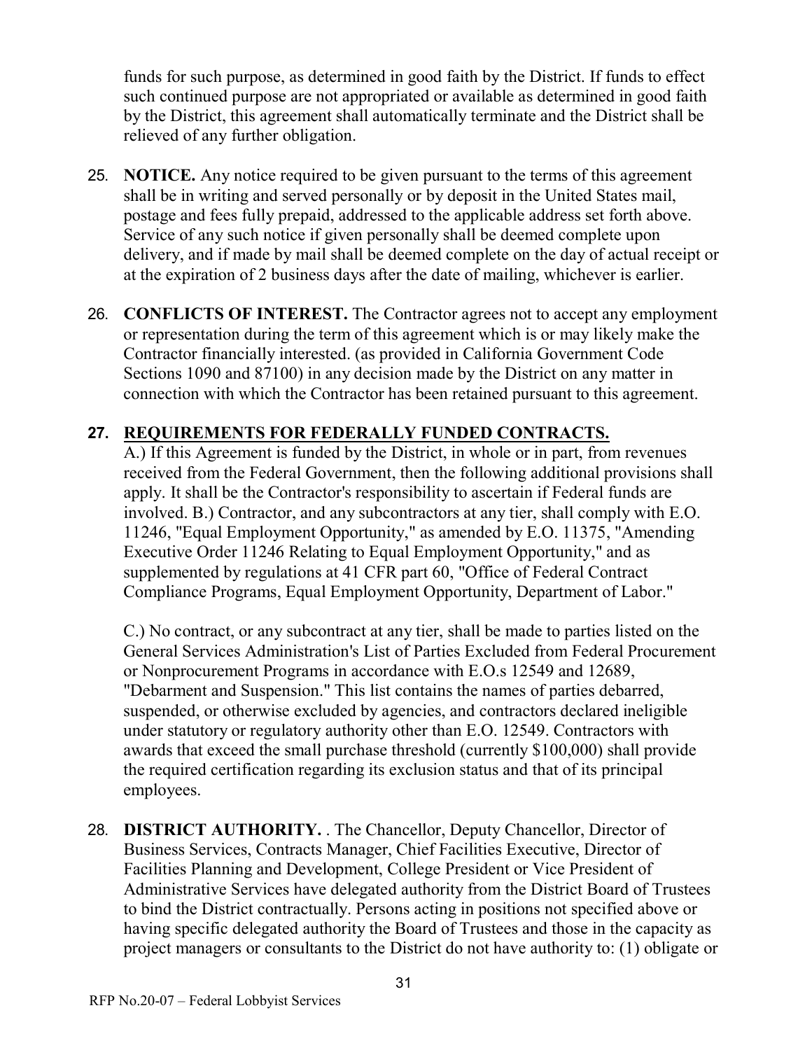funds for such purpose, as determined in good faith by the District. If funds to effect such continued purpose are not appropriated or available as determined in good faith by the District, this agreement shall automatically terminate and the District shall be relieved of any further obligation.

25. **NOTICE.** Any notice required to be given pursuant to the terms of this agreement shall be in writing and served personally or by deposit in the United States mail, postage and fees fully prepaid, addressed to the applicable address set forth above. Service of any such notice if given personally shall be deemed complete upon delivery, and if made by mail shall be deemed complete on the day of actual receipt or at the expiration of 2 business days after the date of mailing, whichever is earlier.

26. **CONFLICTS OF INTEREST.** The Contractor agrees not to accept any employment or representation during the term of this agreement which is or may likely make the Contractor financially interested. (as provided in California Government Code Sections 1090 and 87100) in any decision made by the District on any matter in connection with which the Contractor has been retained pursuant to this agreement.

27. **REQUIREMENTS FOR FEDERALLY FUNDED CONTRACTS.**
A.) If this Agreement is funded by the District, in whole or in part, from revenues received from the Federal Government, then the following additional provisions shall apply. It shall be the Contractor's responsibility to ascertain if Federal funds are involved. B.) Contractor, and any subcontractors at any tier, shall comply with E.O. 11246, "Equal Employment Opportunity," as amended by E.O. 11375, "Amending Executive Order 11246 Relating to Equal Employment Opportunity," and as supplemented by regulations at 41 CFR part 60, "Office of Federal Contract Compliance Programs, Equal Employment Opportunity, Department of Labor."

    C.) No contract, or any subcontract at any tier, shall be made to parties listed on the General Services Administration's List of Parties Excluded from Federal Procurement or Nonprocurement Programs in accordance with E.O.s 12549 and 12689, "Debarment and Suspension." This list contains the names of parties debarred, suspended, or otherwise excluded by agencies, and contractors declared ineligible under statutory or regulatory authority other than E.O. 12549. Contractors with awards that exceed the small purchase threshold (currently $100,000) shall provide the required certification regarding its exclusion status and that of its principal employees.

28. **DISTRICT AUTHORITY.** . The Chancellor, Deputy Chancellor, Director of Business Services, Contracts Manager, Chief Facilities Executive, Director of Facilities Planning and Development, College President or Vice President of Administrative Services have delegated authority from the District Board of Trustees to bind the District contractually. Persons acting in positions not specified above or having specific delegated authority the Board of Trustees and those in the capacity as project managers or consultants to the District do not have authority to: (1) obligate or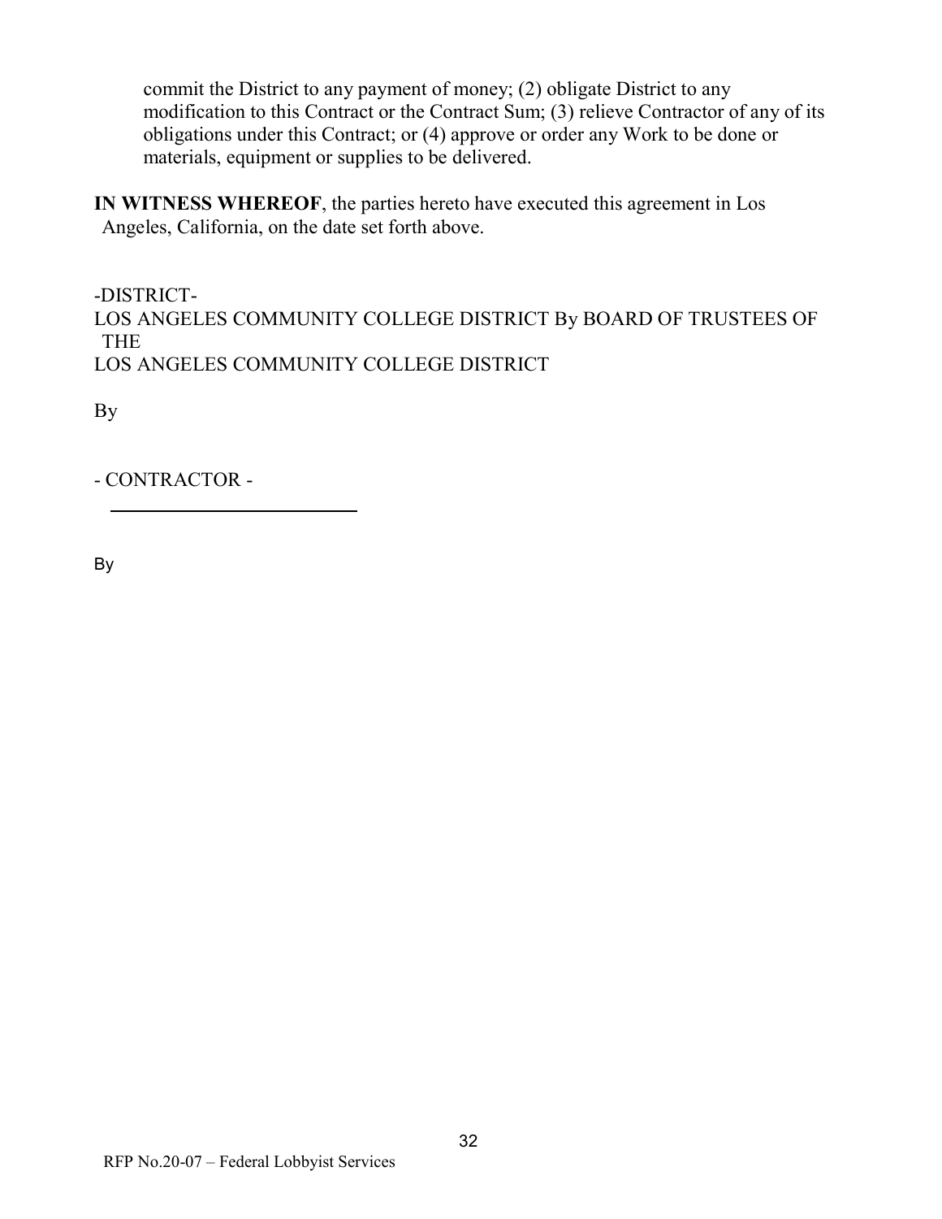commit the District to any payment of money; (2) obligate District to any modification to this Contract or the Contract Sum; (3) relieve Contractor of any of its obligations under this Contract; or (4) approve or order any Work to be done or materials, equipment or supplies to be delivered.

**IN WITNESS WHEREOF**, the parties hereto have executed this agreement in Los Angeles, California, on the date set forth above.

-DISTRICT-
LOS ANGELES COMMUNITY COLLEGE DISTRICT By BOARD OF TRUSTEES OF THE
LOS ANGELES COMMUNITY COLLEGE DISTRICT

By

- CONTRACTOR -

____________________________

By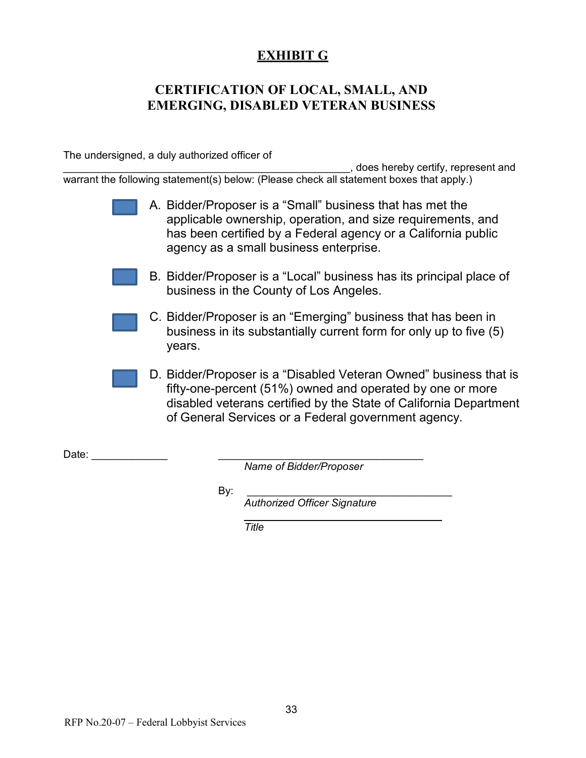# EXHIBIT G

## CERTIFICATION OF LOCAL, SMALL, AND EMERGING, DISABLED VETERAN BUSINESS

The undersigned, a duly authorized officer of
_______________________________________________, does hereby certify, represent and warrant the following statement(s) below: (Please check all statement boxes that apply.)

☐ A. Bidder/Proposer is a "Small" business that has met the applicable ownership, operation, and size requirements, and has been certified by a Federal agency or a California public agency as a small business enterprise.

☐ B. Bidder/Proposer is a "Local" business has its principal place of business in the County of Los Angeles.

☐ C. Bidder/Proposer is an "Emerging" business that has been in business in its substantially current form for only up to five (5) years.

☐ D. Bidder/Proposer is a "Disabled Veteran Owned" business that is fifty-one-percent (51%) owned and operated by one or more disabled veterans certified by the State of California Department of General Services or a Federal government agency.

Date: _____________ __________________________________
*Name of Bidder/Proposer*

By: __________________________________
*Authorized Officer Signature*

__________________________________
*Title*

RFP No.20-07 – Federal Lobbyist Services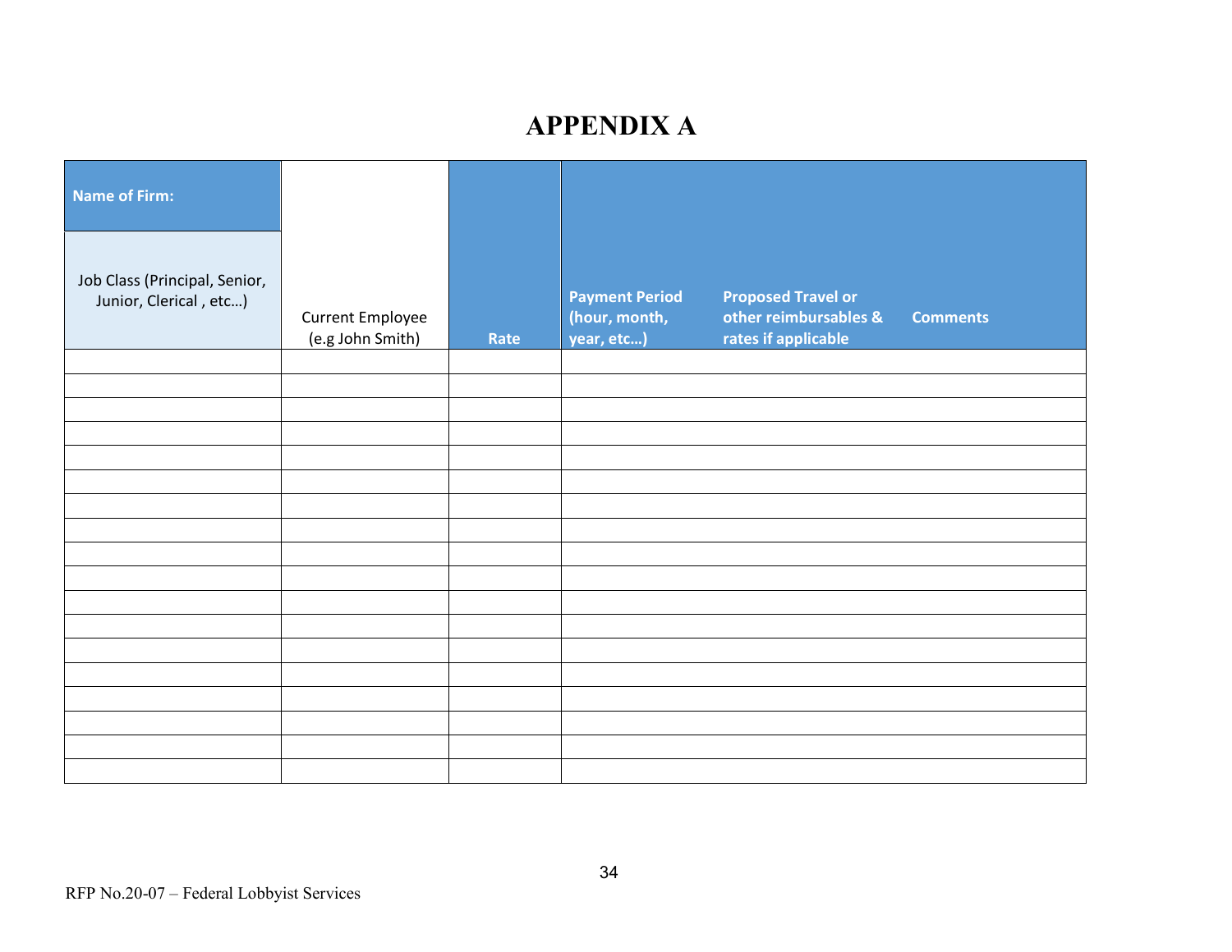# APPENDIX A

| Name of Firm: | | | | | |
|---|---|---|---|---|---|
| Job Class (Principal, Senior, Junior, Clerical , etc…) | Current Employee (e.g John Smith) | Rate | Payment Period (hour, month, year, etc…) | Proposed Travel or other reimbursables & rates if applicable | Comments |
| | | | | | |
| | | | | | |
| | | | | | |
| | | | | | |
| | | | | | |
| | | | | | |
| | | | | | |
| | | | | | |
| | | | | | |
| | | | | | |
| | | | | | |
| | | | | | |
| | | | | | |
| | | | | | |
| | | | | | |
| | | | | | |
| | | | | | |
| | | | | | |

RFP No.20-07 – Federal Lobbyist Services